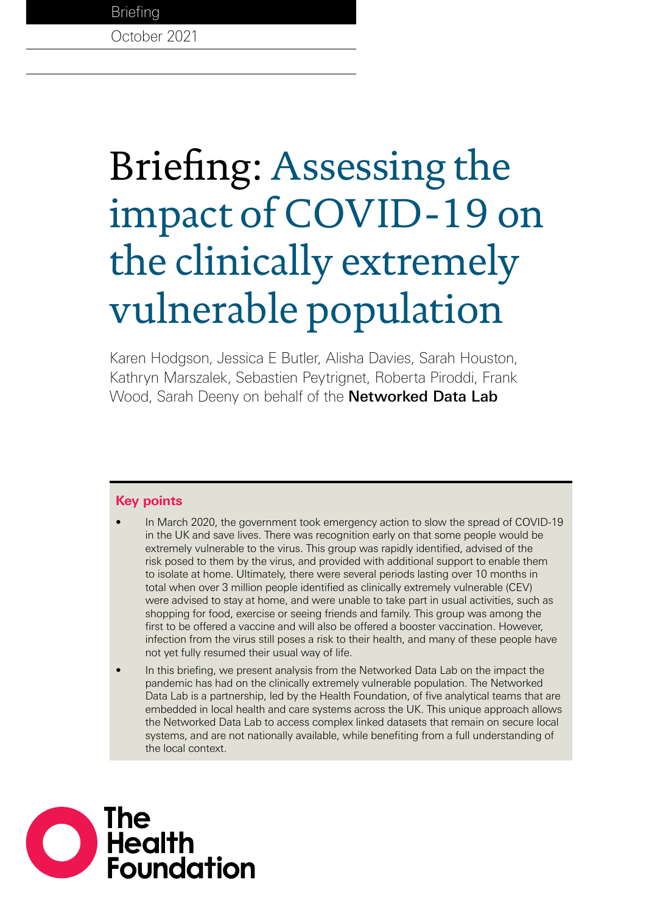Briefing

October 2021

# Briefing: Assessing the impact of COVID-19 on the clinically extremely vulnerable population

Karen Hodgson, Jessica E Butler, Alisha Davies, Sarah Houston, Kathryn Marszalek, Sebastien Peytrignet, Roberta Piroddi, Frank Wood, Sarah Deeny on behalf of the **Networked Data Lab**

## Key points

- In March 2020, the government took emergency action to slow the spread of COVID-19 in the UK and save lives. There was recognition early on that some people would be extremely vulnerable to the virus. This group was rapidly identified, advised of the risk posed to them by the virus, and provided with additional support to enable them to isolate at home. Ultimately, there were several periods lasting over 10 months in total when over 3 million people identified as clinically extremely vulnerable (CEV) were advised to stay at home, and were unable to take part in usual activities, such as shopping for food, exercise or seeing friends and family. This group was among the first to be offered a vaccine and will also be offered a booster vaccination. However, infection from the virus still poses a risk to their health, and many of these people have not yet fully resumed their usual way of life.
- In this briefing, we present analysis from the Networked Data Lab on the impact the pandemic has had on the clinically extremely vulnerable population. The Networked Data Lab is a partnership, led by the Health Foundation, of five analytical teams that are embedded in local health and care systems across the UK. This unique approach allows the Networked Data Lab to access complex linked datasets that remain on secure local systems, and are not nationally available, while benefiting from a full understanding of the local context.

The Health Foundation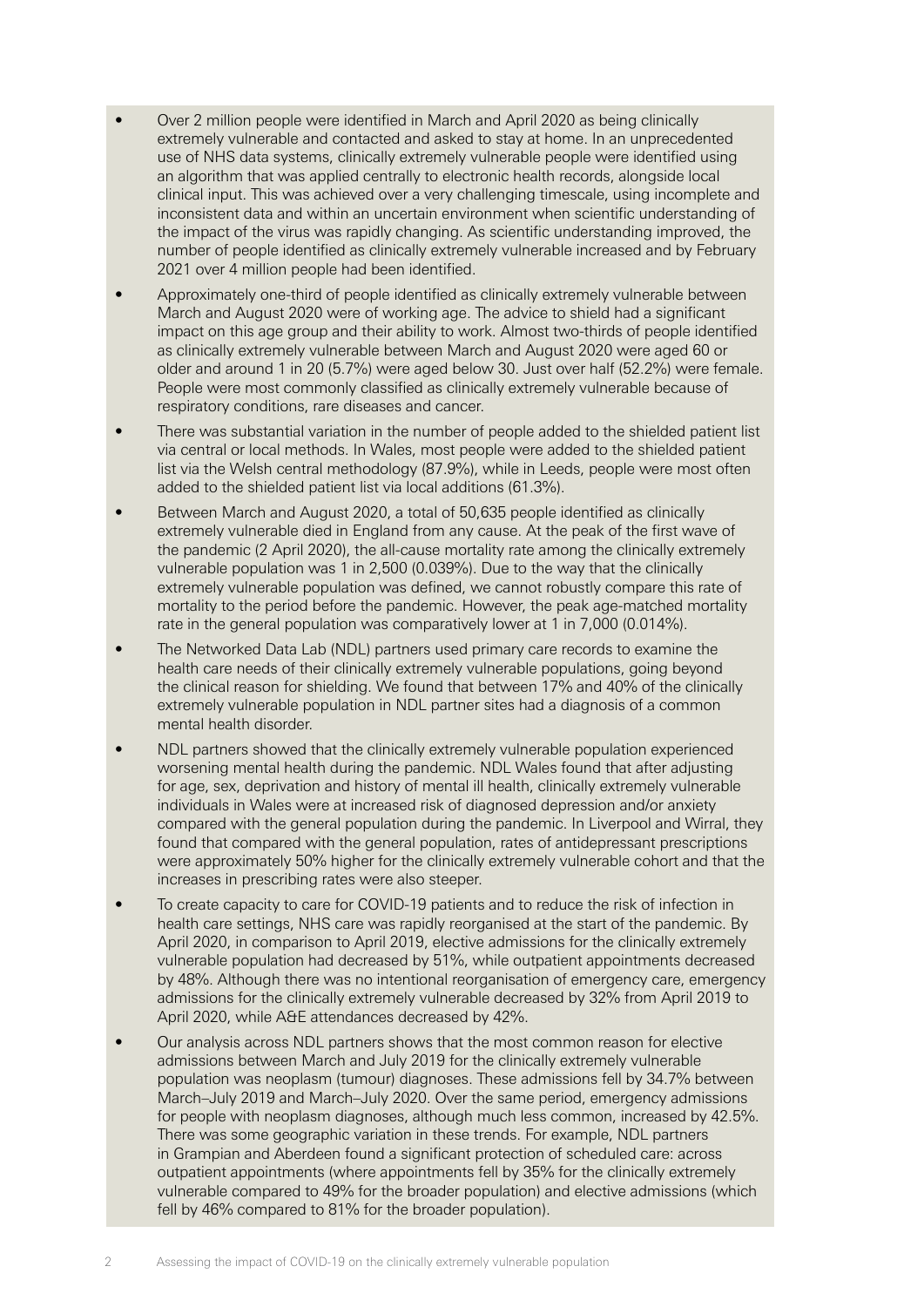- Over 2 million people were identified in March and April 2020 as being clinically extremely vulnerable and contacted and asked to stay at home. In an unprecedented use of NHS data systems, clinically extremely vulnerable people were identified using an algorithm that was applied centrally to electronic health records, alongside local clinical input. This was achieved over a very challenging timescale, using incomplete and inconsistent data and within an uncertain environment when scientific understanding of the impact of the virus was rapidly changing. As scientific understanding improved, the number of people identified as clinically extremely vulnerable increased and by February 2021 over 4 million people had been identified.
- Approximately one-third of people identified as clinically extremely vulnerable between March and August 2020 were of working age. The advice to shield had a significant impact on this age group and their ability to work. Almost two-thirds of people identified as clinically extremely vulnerable between March and August 2020 were aged 60 or older and around 1 in 20 (5.7%) were aged below 30. Just over half (52.2%) were female. People were most commonly classified as clinically extremely vulnerable because of respiratory conditions, rare diseases and cancer.
- There was substantial variation in the number of people added to the shielded patient list via central or local methods. In Wales, most people were added to the shielded patient list via the Welsh central methodology (87.9%), while in Leeds, people were most often added to the shielded patient list via local additions (61.3%).
- Between March and August 2020, a total of 50,635 people identified as clinically extremely vulnerable died in England from any cause. At the peak of the first wave of the pandemic (2 April 2020), the all-cause mortality rate among the clinically extremely vulnerable population was 1 in 2,500 (0.039%). Due to the way that the clinically extremely vulnerable population was defined, we cannot robustly compare this rate of mortality to the period before the pandemic. However, the peak age-matched mortality rate in the general population was comparatively lower at 1 in 7,000 (0.014%).
- The Networked Data Lab (NDL) partners used primary care records to examine the health care needs of their clinically extremely vulnerable populations, going beyond the clinical reason for shielding. We found that between 17% and 40% of the clinically extremely vulnerable population in NDL partner sites had a diagnosis of a common mental health disorder.
- NDL partners showed that the clinically extremely vulnerable population experienced worsening mental health during the pandemic. NDL Wales found that after adjusting for age, sex, deprivation and history of mental ill health, clinically extremely vulnerable individuals in Wales were at increased risk of diagnosed depression and/or anxiety compared with the general population during the pandemic. In Liverpool and Wirral, they found that compared with the general population, rates of antidepressant prescriptions were approximately 50% higher for the clinically extremely vulnerable cohort and that the increases in prescribing rates were also steeper.
- To create capacity to care for COVID-19 patients and to reduce the risk of infection in health care settings, NHS care was rapidly reorganised at the start of the pandemic. By April 2020, in comparison to April 2019, elective admissions for the clinically extremely vulnerable population had decreased by 51%, while outpatient appointments decreased by 48%. Although there was no intentional reorganisation of emergency care, emergency admissions for the clinically extremely vulnerable decreased by 32% from April 2019 to April 2020, while A&E attendances decreased by 42%.
- Our analysis across NDL partners shows that the most common reason for elective admissions between March and July 2019 for the clinically extremely vulnerable population was neoplasm (tumour) diagnoses. These admissions fell by 34.7% between March–July 2019 and March–July 2020. Over the same period, emergency admissions for people with neoplasm diagnoses, although much less common, increased by 42.5%. There was some geographic variation in these trends. For example, NDL partners in Grampian and Aberdeen found a significant protection of scheduled care: across outpatient appointments (where appointments fell by 35% for the clinically extremely vulnerable compared to 49% for the broader population) and elective admissions (which fell by 46% compared to 81% for the broader population).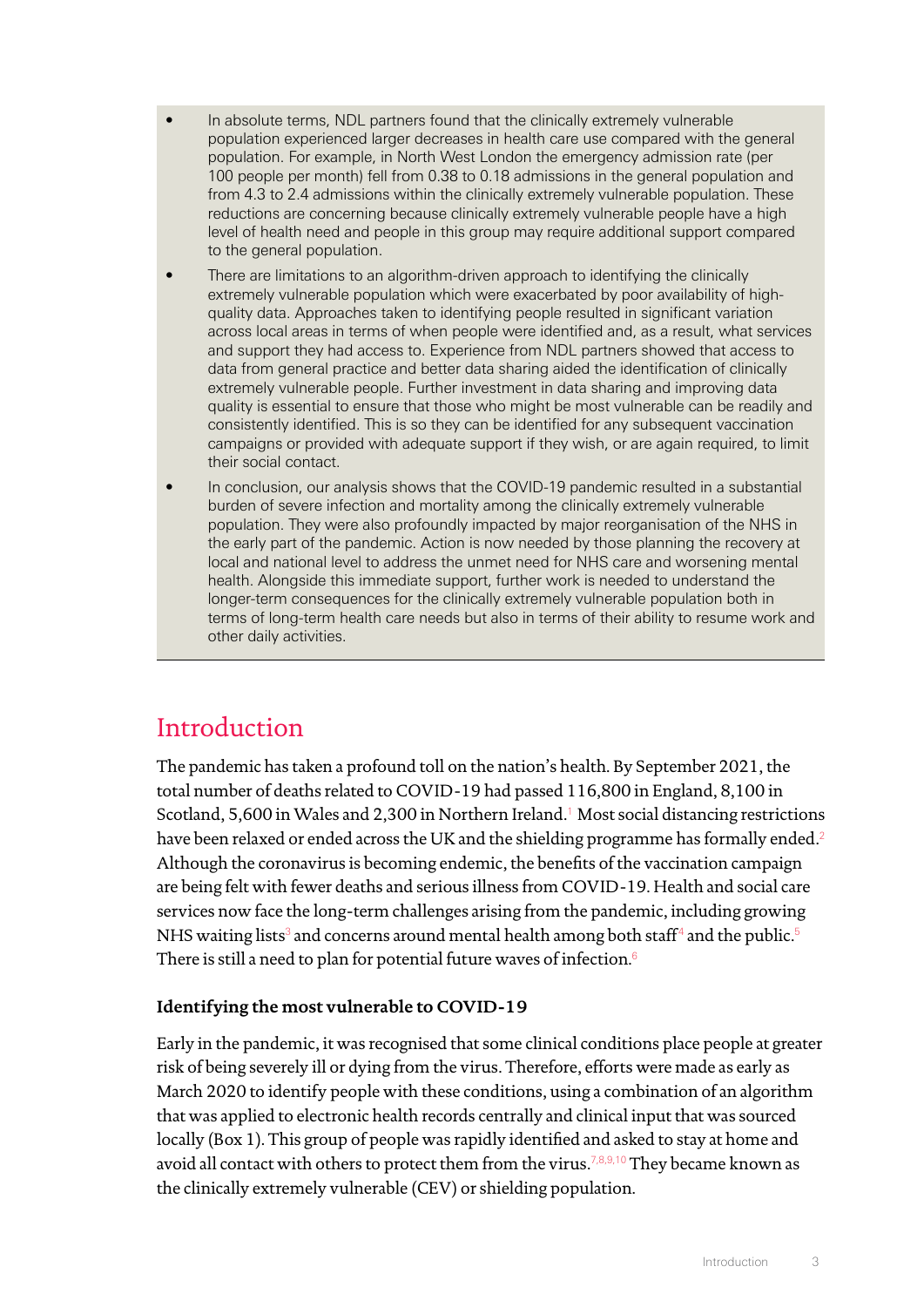- In absolute terms, NDL partners found that the clinically extremely vulnerable population experienced larger decreases in health care use compared with the general population. For example, in North West London the emergency admission rate (per 100 people per month) fell from 0.38 to 0.18 admissions in the general population and from 4.3 to 2.4 admissions within the clinically extremely vulnerable population. These reductions are concerning because clinically extremely vulnerable people have a high level of health need and people in this group may require additional support compared to the general population.
- There are limitations to an algorithm-driven approach to identifying the clinically extremely vulnerable population which were exacerbated by poor availability of high-quality data. Approaches taken to identifying people resulted in significant variation across local areas in terms of when people were identified and, as a result, what services and support they had access to. Experience from NDL partners showed that access to data from general practice and better data sharing aided the identification of clinically extremely vulnerable people. Further investment in data sharing and improving data quality is essential to ensure that those who might be most vulnerable can be readily and consistently identified. This is so they can be identified for any subsequent vaccination campaigns or provided with adequate support if they wish, or are again required, to limit their social contact.
- In conclusion, our analysis shows that the COVID-19 pandemic resulted in a substantial burden of severe infection and mortality among the clinically extremely vulnerable population. They were also profoundly impacted by major reorganisation of the NHS in the early part of the pandemic. Action is now needed by those planning the recovery at local and national level to address the unmet need for NHS care and worsening mental health. Alongside this immediate support, further work is needed to understand the longer-term consequences for the clinically extremely vulnerable population both in terms of long-term health care needs but also in terms of their ability to resume work and other daily activities.

# Introduction

The pandemic has taken a profound toll on the nation's health. By September 2021, the total number of deaths related to COVID-19 had passed 116,800 in England, 8,100 in Scotland, 5,600 in Wales and 2,300 in Northern Ireland.[1] Most social distancing restrictions have been relaxed or ended across the UK and the shielding programme has formally ended.[2] Although the coronavirus is becoming endemic, the benefits of the vaccination campaign are being felt with fewer deaths and serious illness from COVID-19. Health and social care services now face the long-term challenges arising from the pandemic, including growing NHS waiting lists[3] and concerns around mental health among both staff[4] and the public.[5] There is still a need to plan for potential future waves of infection.[6]

### Identifying the most vulnerable to COVID-19

Early in the pandemic, it was recognised that some clinical conditions place people at greater risk of being severely ill or dying from the virus. Therefore, efforts were made as early as March 2020 to identify people with these conditions, using a combination of an algorithm that was applied to electronic health records centrally and clinical input that was sourced locally (Box 1). This group of people was rapidly identified and asked to stay at home and avoid all contact with others to protect them from the virus.[7,8,9,10] They became known as the clinically extremely vulnerable (CEV) or shielding population.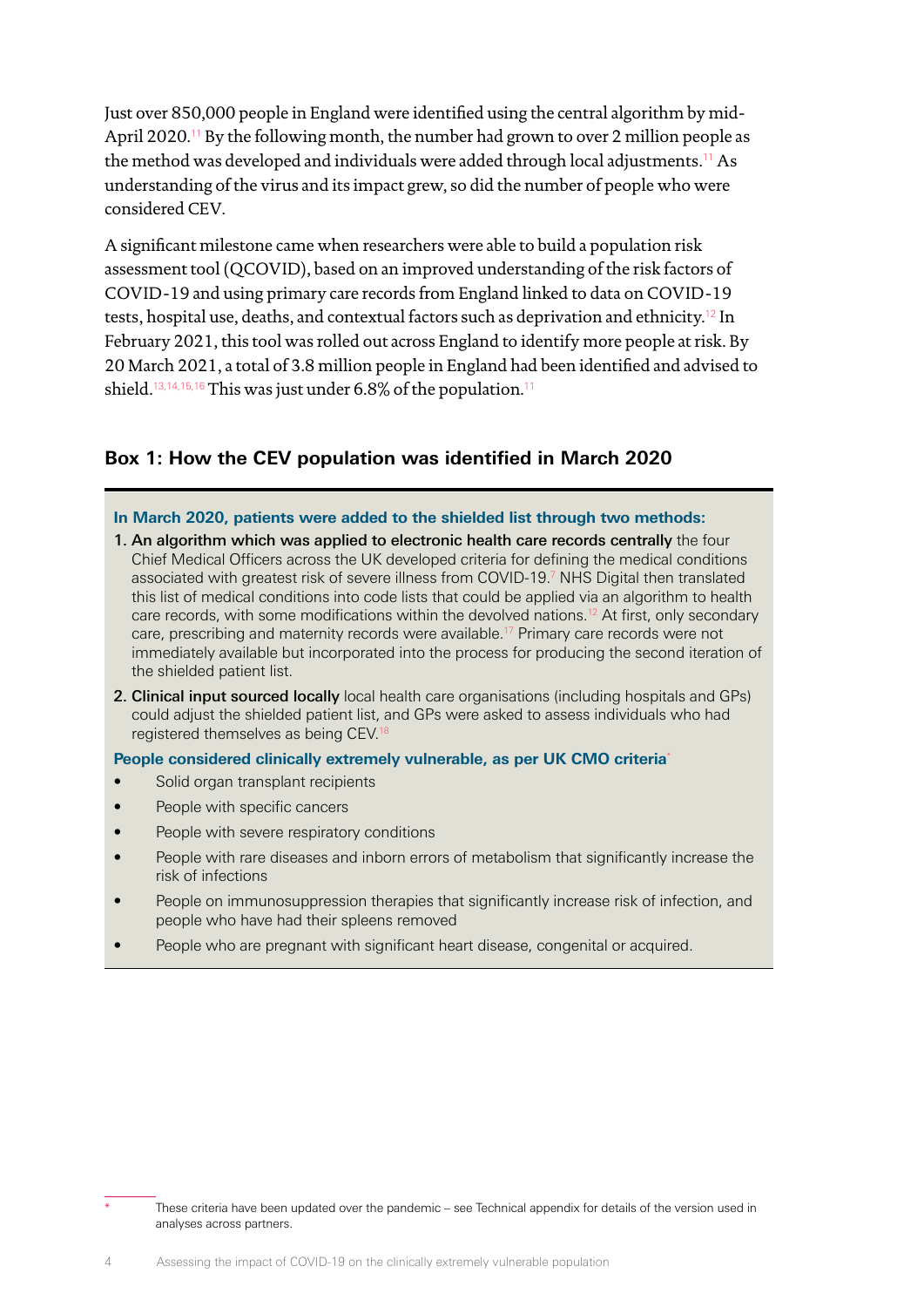Just over 850,000 people in England were identified using the central algorithm by mid-April 2020.[11] By the following month, the number had grown to over 2 million people as the method was developed and individuals were added through local adjustments.[11] As understanding of the virus and its impact grew, so did the number of people who were considered CEV.

A significant milestone came when researchers were able to build a population risk assessment tool (QCOVID), based on an improved understanding of the risk factors of COVID-19 and using primary care records from England linked to data on COVID-19 tests, hospital use, deaths, and contextual factors such as deprivation and ethnicity.[12] In February 2021, this tool was rolled out across England to identify more people at risk. By 20 March 2021, a total of 3.8 million people in England had been identified and advised to shield.[13,14,15,16] This was just under 6.8% of the population.[11]

## Box 1: How the CEV population was identified in March 2020

**In March 2020, patients were added to the shielded list through two methods:**

1. **An algorithm which was applied to electronic health care records centrally** the four Chief Medical Officers across the UK developed criteria for defining the medical conditions associated with greatest risk of severe illness from COVID-19.[7] NHS Digital then translated this list of medical conditions into code lists that could be applied via an algorithm to health care records, with some modifications within the devolved nations.[12] At first, only secondary care, prescribing and maternity records were available.[17] Primary care records were not immediately available but incorporated into the process for producing the second iteration of the shielded patient list.
2. **Clinical input sourced locally** local health care organisations (including hospitals and GPs) could adjust the shielded patient list, and GPs were asked to assess individuals who had registered themselves as being CEV.[18]

**People considered clinically extremely vulnerable, as per UK CMO criteria**[*]

- Solid organ transplant recipients
- People with specific cancers
- People with severe respiratory conditions
- People with rare diseases and inborn errors of metabolism that significantly increase the risk of infections
- People on immunosuppression therapies that significantly increase risk of infection, and people who have had their spleens removed
- People who are pregnant with significant heart disease, congenital or acquired.

[*] These criteria have been updated over the pandemic – see Technical appendix for details of the version used in analyses across partners.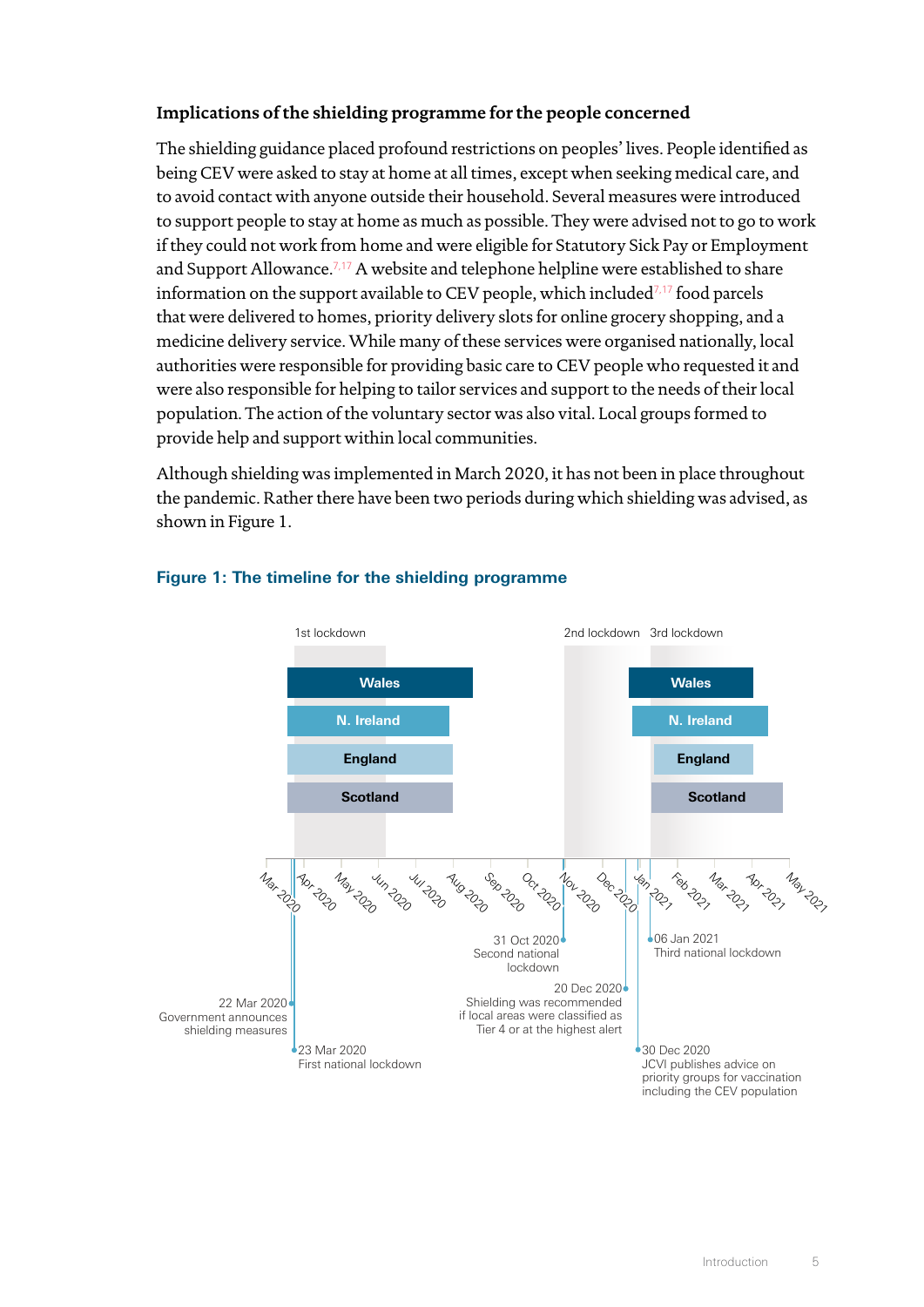### Implications of the shielding programme for the people concerned

The shielding guidance placed profound restrictions on peoples' lives. People identified as being CEV were asked to stay at home at all times, except when seeking medical care, and to avoid contact with anyone outside their household. Several measures were introduced to support people to stay at home as much as possible. They were advised not to go to work if they could not work from home and were eligible for Statutory Sick Pay or Employment and Support Allowance.[7,17] A website and telephone helpline were established to share information on the support available to CEV people, which included[7,17] food parcels that were delivered to homes, priority delivery slots for online grocery shopping, and a medicine delivery service. While many of these services were organised nationally, local authorities were responsible for providing basic care to CEV people who requested it and were also responsible for helping to tailor services and support to the needs of their local population. The action of the voluntary sector was also vital. Local groups formed to provide help and support within local communities.

Although shielding was implemented in March 2020, it has not been in place throughout the pandemic. Rather there have been two periods during which shielding was advised, as shown in Figure 1.

**Figure 1: The timeline for the shielding programme**

1st lockdown | 2nd lockdown | 3rd lockdown

Wales | N. Ireland | England | Scotland

Mar 2020, Apr 2020, May 2020, Jun 2020, Jul 2020, Aug 2020, Sep 2020, Oct 2020, Nov 2020, Dec 2020, Jan 2021, Feb 2021, Mar 2021, Apr 2021, May 2021

22 Mar 2020 Government announces shielding measures

23 Mar 2020 First national lockdown

31 Oct 2020 Second national lockdown

20 Dec 2020 Shielding was recommended if local areas were classified as Tier 4 or at the highest alert

30 Dec 2020 JCVI publishes advice on priority groups for vaccination including the CEV population

06 Jan 2021 Third national lockdown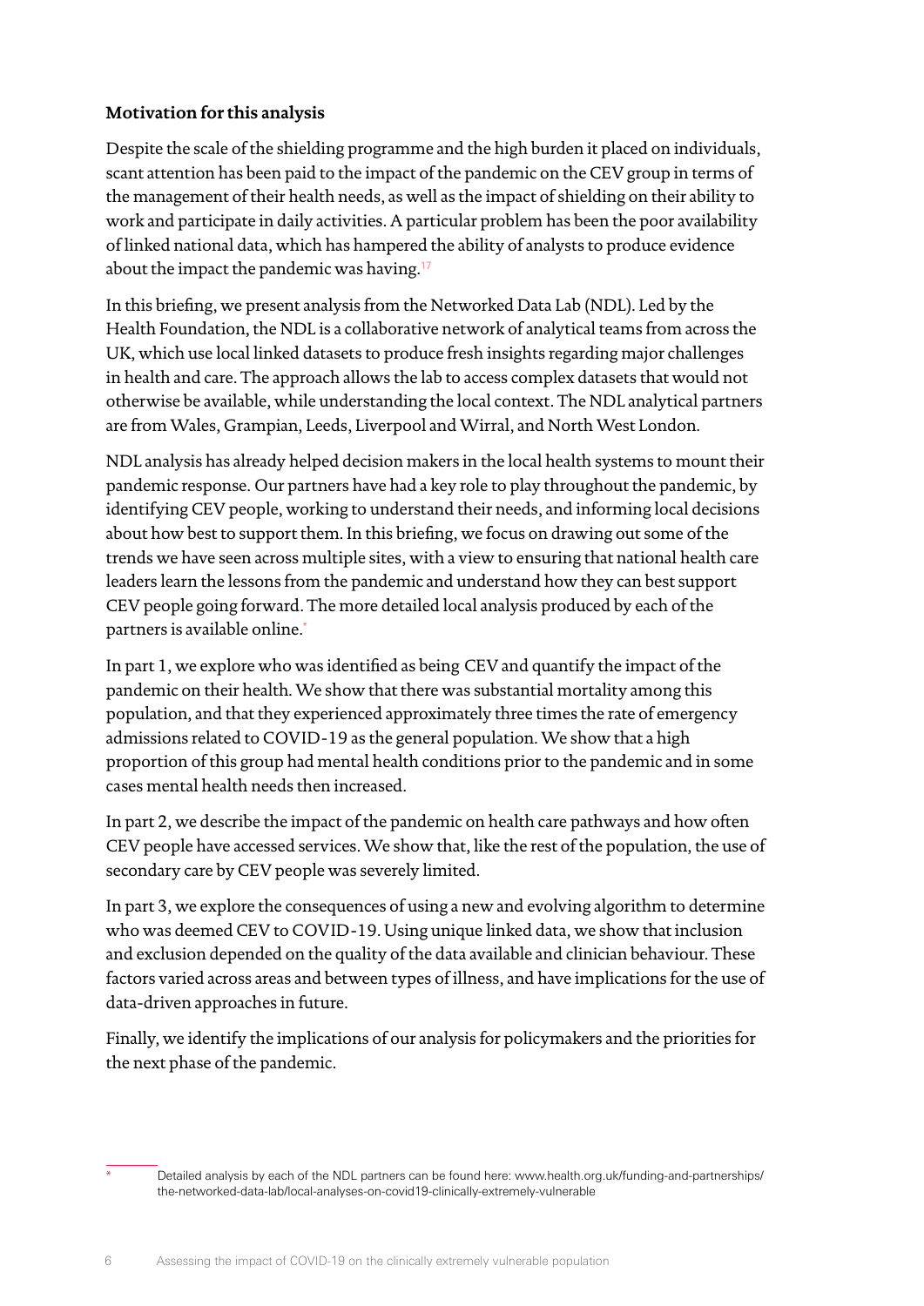**Motivation for this analysis**

Despite the scale of the shielding programme and the high burden it placed on individuals, scant attention has been paid to the impact of the pandemic on the CEV group in terms of the management of their health needs, as well as the impact of shielding on their ability to work and participate in daily activities. A particular problem has been the poor availability of linked national data, which has hampered the ability of analysts to produce evidence about the impact the pandemic was having.[17]

In this briefing, we present analysis from the Networked Data Lab (NDL). Led by the Health Foundation, the NDL is a collaborative network of analytical teams from across the UK, which use local linked datasets to produce fresh insights regarding major challenges in health and care. The approach allows the lab to access complex datasets that would not otherwise be available, while understanding the local context. The NDL analytical partners are from Wales, Grampian, Leeds, Liverpool and Wirral, and North West London.

NDL analysis has already helped decision makers in the local health systems to mount their pandemic response. Our partners have had a key role to play throughout the pandemic, by identifying CEV people, working to understand their needs, and informing local decisions about how best to support them. In this briefing, we focus on drawing out some of the trends we have seen across multiple sites, with a view to ensuring that national health care leaders learn the lessons from the pandemic and understand how they can best support CEV people going forward. The more detailed local analysis produced by each of the partners is available online.[*]

In part 1, we explore who was identified as being CEV and quantify the impact of the pandemic on their health. We show that there was substantial mortality among this population, and that they experienced approximately three times the rate of emergency admissions related to COVID-19 as the general population. We show that a high proportion of this group had mental health conditions prior to the pandemic and in some cases mental health needs then increased.

In part 2, we describe the impact of the pandemic on health care pathways and how often CEV people have accessed services. We show that, like the rest of the population, the use of secondary care by CEV people was severely limited.

In part 3, we explore the consequences of using a new and evolving algorithm to determine who was deemed CEV to COVID-19. Using unique linked data, we show that inclusion and exclusion depended on the quality of the data available and clinician behaviour. These factors varied across areas and between types of illness, and have implications for the use of data-driven approaches in future.

Finally, we identify the implications of our analysis for policymakers and the priorities for the next phase of the pandemic.

---

[*] Detailed analysis by each of the NDL partners can be found here: www.health.org.uk/funding-and-partnerships/the-networked-data-lab/local-analyses-on-covid19-clinically-extremely-vulnerable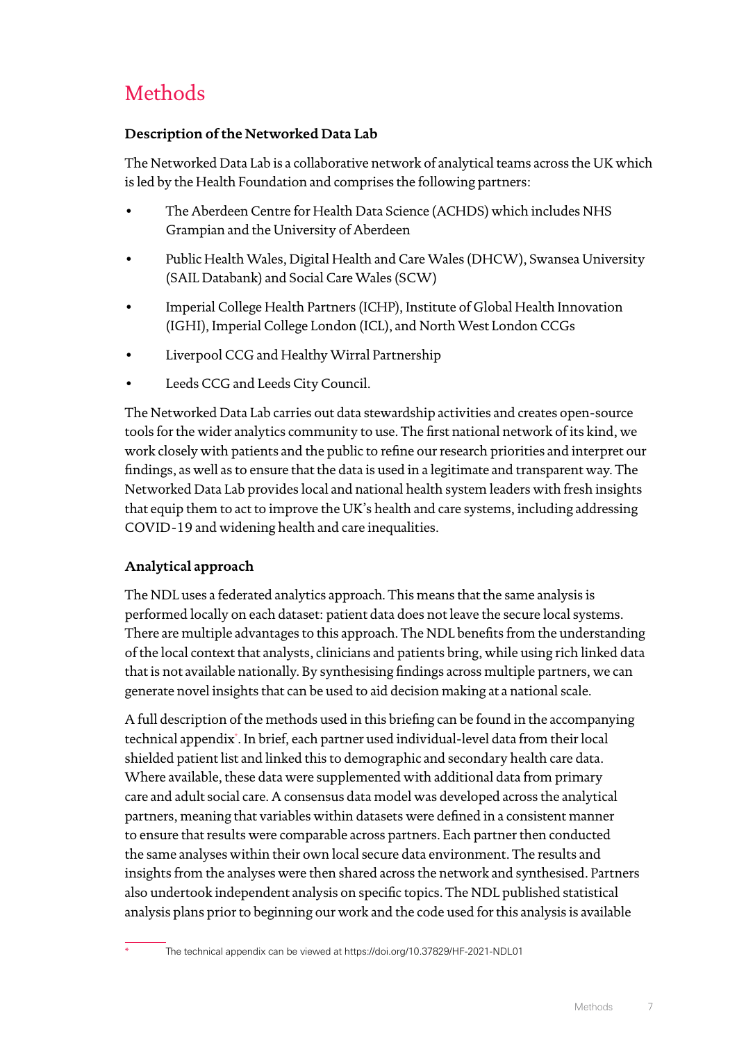# Methods

### Description of the Networked Data Lab

The Networked Data Lab is a collaborative network of analytical teams across the UK which is led by the Health Foundation and comprises the following partners:

- The Aberdeen Centre for Health Data Science (ACHDS) which includes NHS Grampian and the University of Aberdeen
- Public Health Wales, Digital Health and Care Wales (DHCW), Swansea University (SAIL Databank) and Social Care Wales (SCW)
- Imperial College Health Partners (ICHP), Institute of Global Health Innovation (IGHI), Imperial College London (ICL), and North West London CCGs
- Liverpool CCG and Healthy Wirral Partnership
- Leeds CCG and Leeds City Council.

The Networked Data Lab carries out data stewardship activities and creates open-source tools for the wider analytics community to use. The first national network of its kind, we work closely with patients and the public to refine our research priorities and interpret our findings, as well as to ensure that the data is used in a legitimate and transparent way. The Networked Data Lab provides local and national health system leaders with fresh insights that equip them to act to improve the UK's health and care systems, including addressing COVID-19 and widening health and care inequalities.

### Analytical approach

The NDL uses a federated analytics approach. This means that the same analysis is performed locally on each dataset: patient data does not leave the secure local systems. There are multiple advantages to this approach. The NDL benefits from the understanding of the local context that analysts, clinicians and patients bring, while using rich linked data that is not available nationally. By synthesising findings across multiple partners, we can generate novel insights that can be used to aid decision making at a national scale.

A full description of the methods used in this briefing can be found in the accompanying technical appendix[*]. In brief, each partner used individual-level data from their local shielded patient list and linked this to demographic and secondary health care data. Where available, these data were supplemented with additional data from primary care and adult social care. A consensus data model was developed across the analytical partners, meaning that variables within datasets were defined in a consistent manner to ensure that results were comparable across partners. Each partner then conducted the same analyses within their own local secure data environment. The results and insights from the analyses were then shared across the network and synthesised. Partners also undertook independent analysis on specific topics. The NDL published statistical analysis plans prior to beginning our work and the code used for this analysis is available

---

[*] The technical appendix can be viewed at https://doi.org/10.37829/HF-2021-NDL01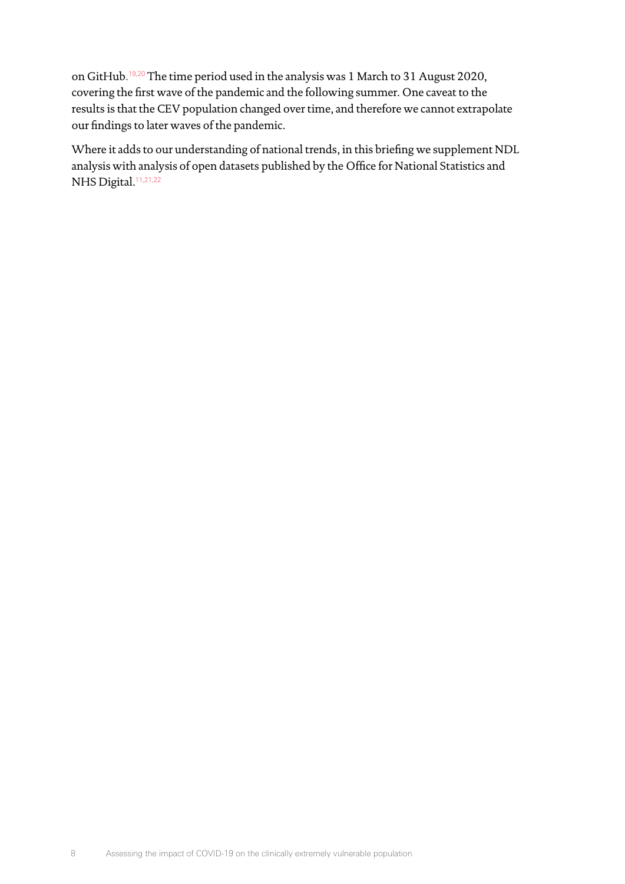on GitHub.[19,20] The time period used in the analysis was 1 March to 31 August 2020, covering the first wave of the pandemic and the following summer. One caveat to the results is that the CEV population changed over time, and therefore we cannot extrapolate our findings to later waves of the pandemic.

Where it adds to our understanding of national trends, in this briefing we supplement NDL analysis with analysis of open datasets published by the Office for National Statistics and NHS Digital.[11,21,22]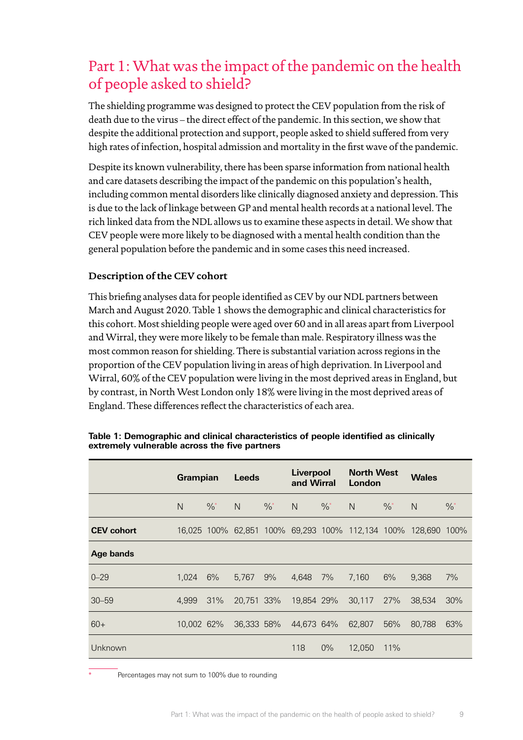## Part 1: What was the impact of the pandemic on the health of people asked to shield?

The shielding programme was designed to protect the CEV population from the risk of death due to the virus – the direct effect of the pandemic. In this section, we show that despite the additional protection and support, people asked to shield suffered from very high rates of infection, hospital admission and mortality in the first wave of the pandemic.

Despite its known vulnerability, there has been sparse information from national health and care datasets describing the impact of the pandemic on this population's health, including common mental disorders like clinically diagnosed anxiety and depression. This is due to the lack of linkage between GP and mental health records at a national level. The rich linked data from the NDL allows us to examine these aspects in detail. We show that CEV people were more likely to be diagnosed with a mental health condition than the general population before the pandemic and in some cases this need increased.

### Description of the CEV cohort

This briefing analyses data for people identified as CEV by our NDL partners between March and August 2020. Table 1 shows the demographic and clinical characteristics for this cohort. Most shielding people were aged over 60 and in all areas apart from Liverpool and Wirral, they were more likely to be female than male. Respiratory illness was the most common reason for shielding. There is substantial variation across regions in the proportion of the CEV population living in areas of high deprivation. In Liverpool and Wirral, 60% of the CEV population were living in the most deprived areas in England, but by contrast, in North West London only 18% were living in the most deprived areas of England. These differences reflect the characteristics of each area.

**Table 1: Demographic and clinical characteristics of people identified as clinically extremely vulnerable across the five partners**

| | Grampian | | Leeds | | Liverpool and Wirral | | North West London | | Wales | |
|---|---|---|---|---|---|---|---|---|---|---|
| | N | %* | N | %* | N | %* | N | %* | N | %* |
| **CEV cohort** | 16,025 | 100% | 62,851 | 100% | 69,293 | 100% | 112,134 | 100% | 128,690 | 100% |
| **Age bands** | | | | | | | | | | |
| 0–29 | 1,024 | 6% | 5,767 | 9% | 4,648 | 7% | 7,160 | 6% | 9,368 | 7% |
| 30–59 | 4,999 | 31% | 20,751 | 33% | 19,854 | 29% | 30,117 | 27% | 38,534 | 30% |
| 60+ | 10,002 | 62% | 36,333 | 58% | 44,673 | 64% | 62,807 | 56% | 80,788 | 63% |
| Unknown | | | | | 118 | 0% | 12,050 | 11% | | |

\* Percentages may not sum to 100% due to rounding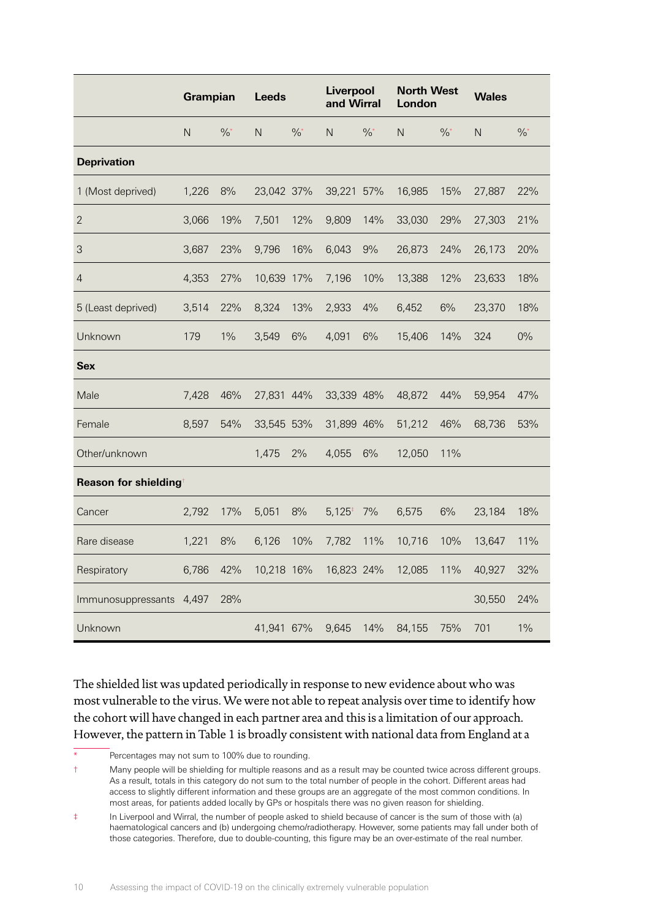| | Grampian | | Leeds | | Liverpool and Wirral | | North West London | | Wales | |
|---|---|---|---|---|---|---|---|---|---|---|
| | N | %* | N | %* | N | %* | N | %* | N | %* |
| **Deprivation** | | | | | | | | | | |
| 1 (Most deprived) | 1,226 | 8% | 23,042 | 37% | 39,221 | 57% | 16,985 | 15% | 27,887 | 22% |
| 2 | 3,066 | 19% | 7,501 | 12% | 9,809 | 14% | 33,030 | 29% | 27,303 | 21% |
| 3 | 3,687 | 23% | 9,796 | 16% | 6,043 | 9% | 26,873 | 24% | 26,173 | 20% |
| 4 | 4,353 | 27% | 10,639 | 17% | 7,196 | 10% | 13,388 | 12% | 23,633 | 18% |
| 5 (Least deprived) | 3,514 | 22% | 8,324 | 13% | 2,933 | 4% | 6,452 | 6% | 23,370 | 18% |
| Unknown | 179 | 1% | 3,549 | 6% | 4,091 | 6% | 15,406 | 14% | 324 | 0% |
| **Sex** | | | | | | | | | | |
| Male | 7,428 | 46% | 27,831 | 44% | 33,339 | 48% | 48,872 | 44% | 59,954 | 47% |
| Female | 8,597 | 54% | 33,545 | 53% | 31,899 | 46% | 51,212 | 46% | 68,736 | 53% |
| Other/unknown | | | 1,475 | 2% | 4,055 | 6% | 12,050 | 11% | | |
| **Reason for shielding**† | | | | | | | | | | |
| Cancer | 2,792 | 17% | 5,051 | 8% | 5,125‡ | 7% | 6,575 | 6% | 23,184 | 18% |
| Rare disease | 1,221 | 8% | 6,126 | 10% | 7,782 | 11% | 10,716 | 10% | 13,647 | 11% |
| Respiratory | 6,786 | 42% | 10,218 | 16% | 16,823 | 24% | 12,085 | 11% | 40,927 | 32% |
| Immunosuppressants | 4,497 | 28% | | | | | | | 30,550 | 24% |
| Unknown | | | 41,941 | 67% | 9,645 | 14% | 84,155 | 75% | 701 | 1% |

The shielded list was updated periodically in response to new evidence about who was most vulnerable to the virus. We were not able to repeat analysis over time to identify how the cohort will have changed in each partner area and this is a limitation of our approach. However, the pattern in Table 1 is broadly consistent with national data from England at a

\* Percentages may not sum to 100% due to rounding.

† Many people will be shielding for multiple reasons and as a result may be counted twice across different groups. As a result, totals in this category do not sum to the total number of people in the cohort. Different areas had access to slightly different information and these groups are an aggregate of the most common conditions. In most areas, for patients added locally by GPs or hospitals there was no given reason for shielding.

‡ In Liverpool and Wirral, the number of people asked to shield because of cancer is the sum of those with (a) haematological cancers and (b) undergoing chemo/radiotherapy. However, some patients may fall under both of those categories. Therefore, due to double-counting, this figure may be an over-estimate of the real number.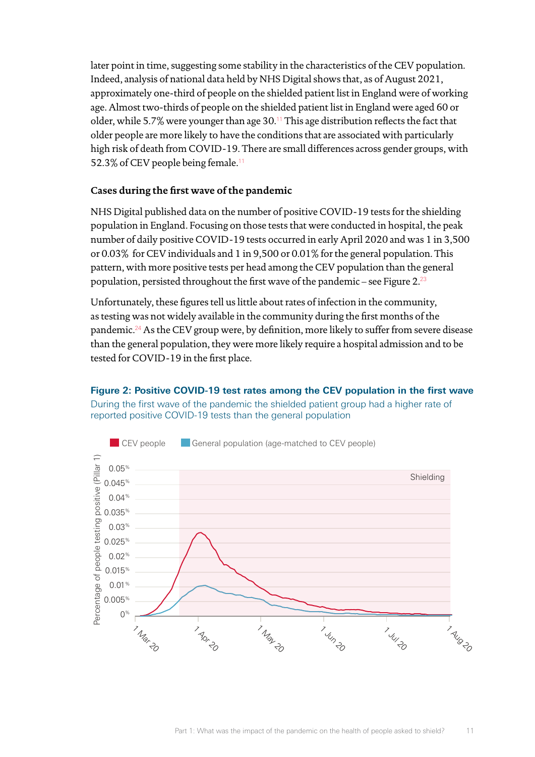later point in time, suggesting some stability in the characteristics of the CEV population. Indeed, analysis of national data held by NHS Digital shows that, as of August 2021, approximately one-third of people on the shielded patient list in England were of working age. Almost two-thirds of people on the shielded patient list in England were aged 60 or older, while 5.7% were younger than age 30.[11] This age distribution reflects the fact that older people are more likely to have the conditions that are associated with particularly high risk of death from COVID-19. There are small differences across gender groups, with 52.3% of CEV people being female.[11]

### Cases during the first wave of the pandemic

NHS Digital published data on the number of positive COVID-19 tests for the shielding population in England. Focusing on those tests that were conducted in hospital, the peak number of daily positive COVID-19 tests occurred in early April 2020 and was 1 in 3,500 or 0.03% for CEV individuals and 1 in 9,500 or 0.01% for the general population. This pattern, with more positive tests per head among the CEV population than the general population, persisted throughout the first wave of the pandemic – see Figure 2.[23]

Unfortunately, these figures tell us little about rates of infection in the community, as testing was not widely available in the community during the first months of the pandemic.[24] As the CEV group were, by definition, more likely to suffer from severe disease than the general population, they were more likely require a hospital admission and to be tested for COVID-19 in the first place.

**Figure 2: Positive COVID-19 test rates among the CEV population in the first wave**

During the first wave of the pandemic the shielded patient group had a higher rate of reported positive COVID-19 tests than the general population

CEV people | General population (age-matched to CEV people)

Percentage of people testing positive (Pillar 1)

0.05% | 0.045% | 0.04% | 0.035% | 0.03% | 0.025% | 0.02% | 0.015% | 0.01% | 0.005% | 0%

Shielding

1 Mar 20 | 1 Apr 20 | 1 May 20 | 1 Jun 20 | 1 Jul 20 | 1 Aug 20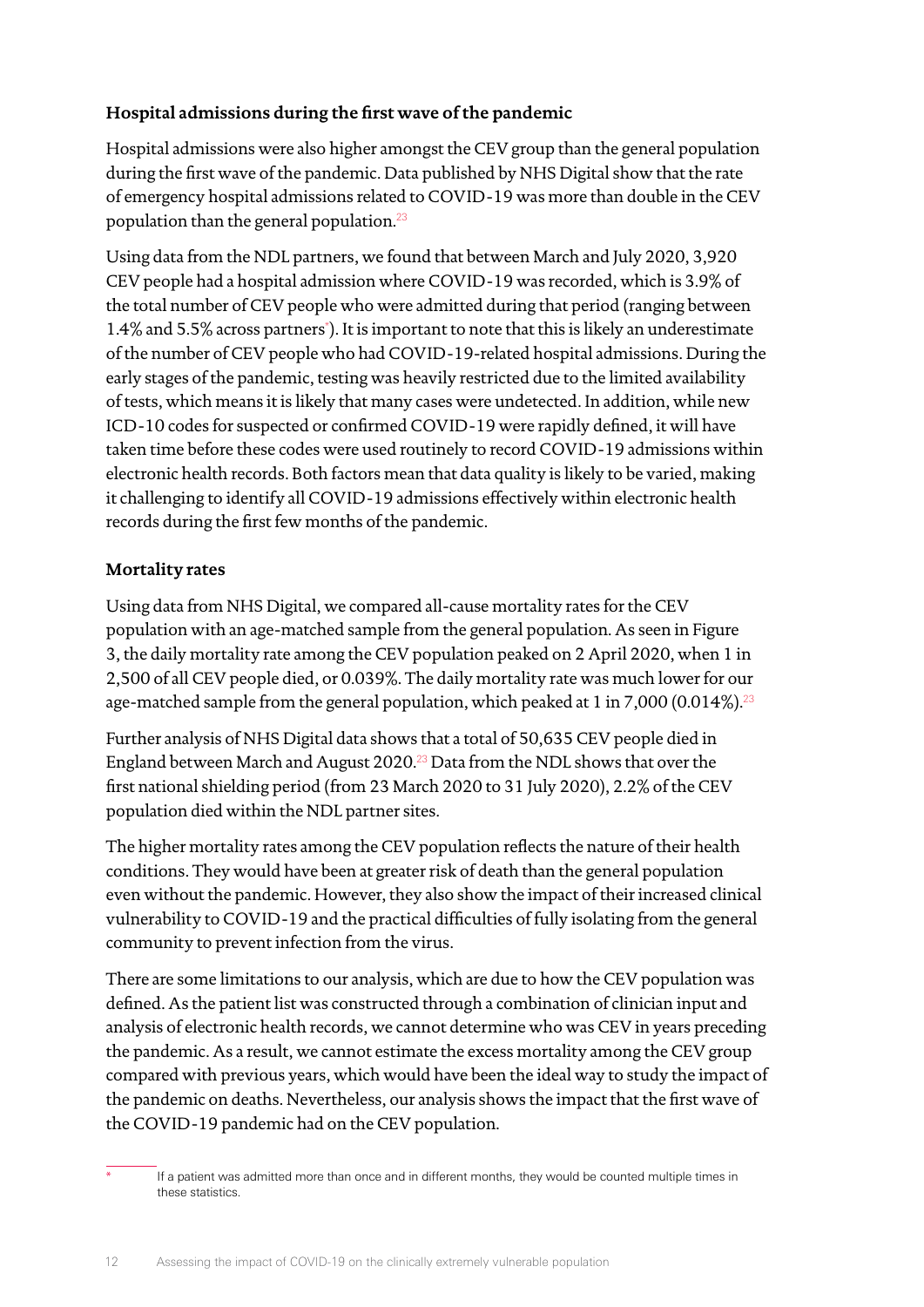### Hospital admissions during the first wave of the pandemic

Hospital admissions were also higher amongst the CEV group than the general population during the first wave of the pandemic. Data published by NHS Digital show that the rate of emergency hospital admissions related to COVID-19 was more than double in the CEV population than the general population.[23]

Using data from the NDL partners, we found that between March and July 2020, 3,920 CEV people had a hospital admission where COVID-19 was recorded, which is 3.9% of the total number of CEV people who were admitted during that period (ranging between 1.4% and 5.5% across partners[*]). It is important to note that this is likely an underestimate of the number of CEV people who had COVID-19-related hospital admissions. During the early stages of the pandemic, testing was heavily restricted due to the limited availability of tests, which means it is likely that many cases were undetected. In addition, while new ICD-10 codes for suspected or confirmed COVID-19 were rapidly defined, it will have taken time before these codes were used routinely to record COVID-19 admissions within electronic health records. Both factors mean that data quality is likely to be varied, making it challenging to identify all COVID-19 admissions effectively within electronic health records during the first few months of the pandemic.

### Mortality rates

Using data from NHS Digital, we compared all-cause mortality rates for the CEV population with an age-matched sample from the general population. As seen in Figure 3, the daily mortality rate among the CEV population peaked on 2 April 2020, when 1 in 2,500 of all CEV people died, or 0.039%. The daily mortality rate was much lower for our age-matched sample from the general population, which peaked at 1 in 7,000 (0.014%).[23]

Further analysis of NHS Digital data shows that a total of 50,635 CEV people died in England between March and August 2020.[23] Data from the NDL shows that over the first national shielding period (from 23 March 2020 to 31 July 2020), 2.2% of the CEV population died within the NDL partner sites.

The higher mortality rates among the CEV population reflects the nature of their health conditions. They would have been at greater risk of death than the general population even without the pandemic. However, they also show the impact of their increased clinical vulnerability to COVID-19 and the practical difficulties of fully isolating from the general community to prevent infection from the virus.

There are some limitations to our analysis, which are due to how the CEV population was defined. As the patient list was constructed through a combination of clinician input and analysis of electronic health records, we cannot determine who was CEV in years preceding the pandemic. As a result, we cannot estimate the excess mortality among the CEV group compared with previous years, which would have been the ideal way to study the impact of the pandemic on deaths. Nevertheless, our analysis shows the impact that the first wave of the COVID-19 pandemic had on the CEV population.

---

[*] If a patient was admitted more than once and in different months, they would be counted multiple times in these statistics.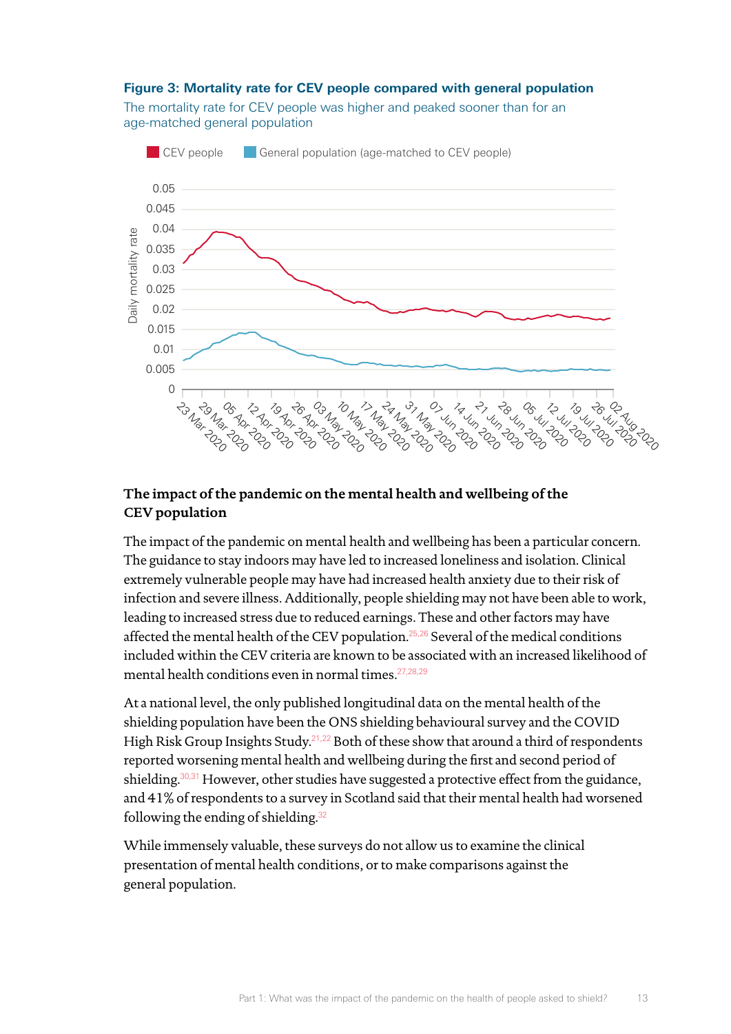**Figure 3: Mortality rate for CEV people compared with general population**

The mortality rate for CEV people was higher and peaked sooner than for an age-matched general population

### The impact of the pandemic on the mental health and wellbeing of the CEV population

The impact of the pandemic on mental health and wellbeing has been a particular concern. The guidance to stay indoors may have led to increased loneliness and isolation. Clinical extremely vulnerable people may have had increased health anxiety due to their risk of infection and severe illness. Additionally, people shielding may not have been able to work, leading to increased stress due to reduced earnings. These and other factors may have affected the mental health of the CEV population.[25,26] Several of the medical conditions included within the CEV criteria are known to be associated with an increased likelihood of mental health conditions even in normal times.[27,28,29]

At a national level, the only published longitudinal data on the mental health of the shielding population have been the ONS shielding behavioural survey and the COVID High Risk Group Insights Study.[21,22] Both of these show that around a third of respondents reported worsening mental health and wellbeing during the first and second period of shielding.[30,31] However, other studies have suggested a protective effect from the guidance, and 41% of respondents to a survey in Scotland said that their mental health had worsened following the ending of shielding.[32]

While immensely valuable, these surveys do not allow us to examine the clinical presentation of mental health conditions, or to make comparisons against the general population.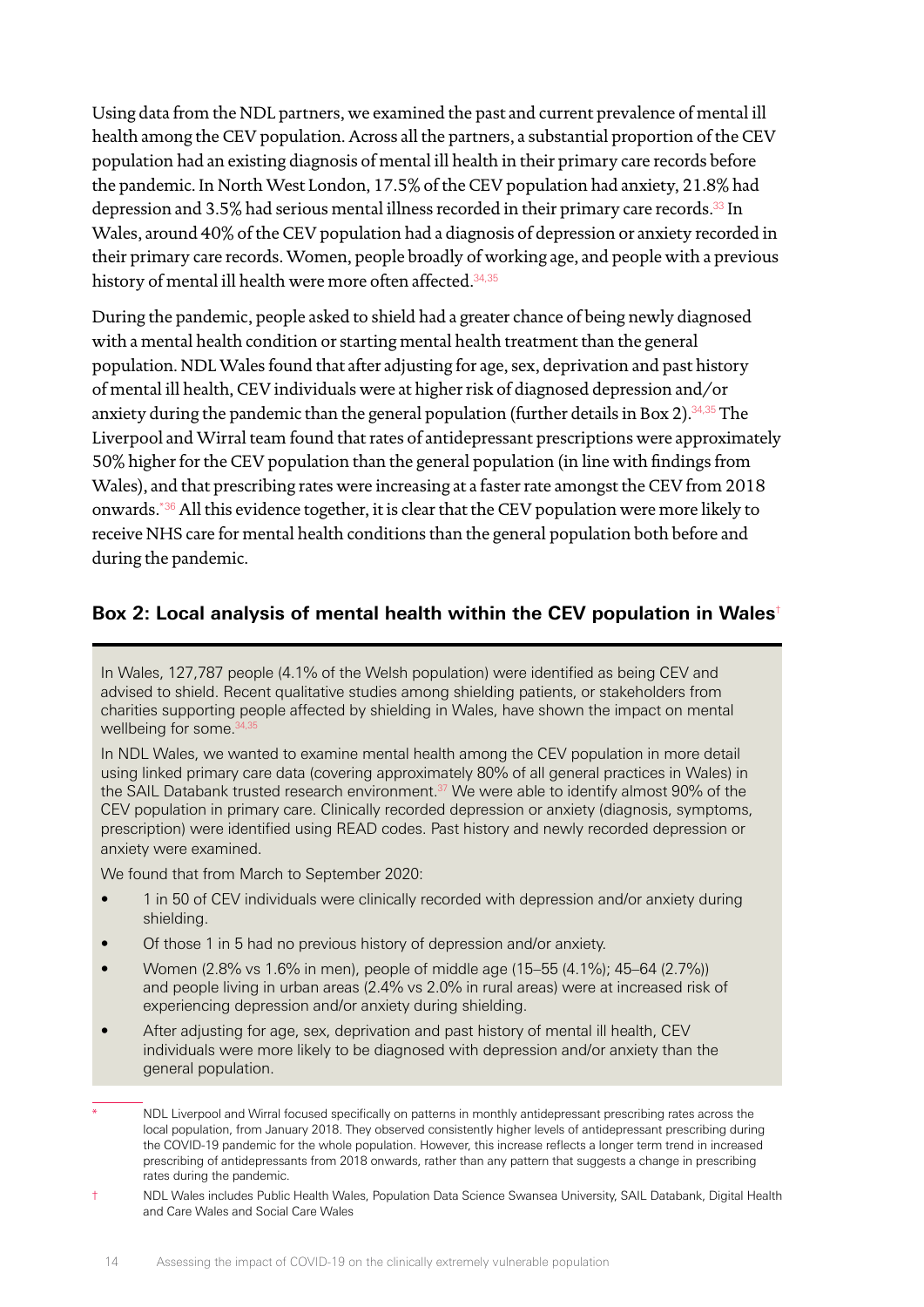Using data from the NDL partners, we examined the past and current prevalence of mental ill health among the CEV population. Across all the partners, a substantial proportion of the CEV population had an existing diagnosis of mental ill health in their primary care records before the pandemic. In North West London, 17.5% of the CEV population had anxiety, 21.8% had depression and 3.5% had serious mental illness recorded in their primary care records.[33] In Wales, around 40% of the CEV population had a diagnosis of depression or anxiety recorded in their primary care records. Women, people broadly of working age, and people with a previous history of mental ill health were more often affected.[34,35]

During the pandemic, people asked to shield had a greater chance of being newly diagnosed with a mental health condition or starting mental health treatment than the general population. NDL Wales found that after adjusting for age, sex, deprivation and past history of mental ill health, CEV individuals were at higher risk of diagnosed depression and/or anxiety during the pandemic than the general population (further details in Box 2).[34,35] The Liverpool and Wirral team found that rates of antidepressant prescriptions were approximately 50% higher for the CEV population than the general population (in line with findings from Wales), and that prescribing rates were increasing at a faster rate amongst the CEV from 2018 onwards.[*36] All this evidence together, it is clear that the CEV population were more likely to receive NHS care for mental health conditions than the general population both before and during the pandemic.

## Box 2: Local analysis of mental health within the CEV population in Wales[†]

In Wales, 127,787 people (4.1% of the Welsh population) were identified as being CEV and advised to shield. Recent qualitative studies among shielding patients, or stakeholders from charities supporting people affected by shielding in Wales, have shown the impact on mental wellbeing for some.[34,35]

In NDL Wales, we wanted to examine mental health among the CEV population in more detail using linked primary care data (covering approximately 80% of all general practices in Wales) in the SAIL Databank trusted research environment.[37] We were able to identify almost 90% of the CEV population in primary care. Clinically recorded depression or anxiety (diagnosis, symptoms, prescription) were identified using READ codes. Past history and newly recorded depression or anxiety were examined.

We found that from March to September 2020:

- 1 in 50 of CEV individuals were clinically recorded with depression and/or anxiety during shielding.
- Of those 1 in 5 had no previous history of depression and/or anxiety.
- Women (2.8% vs 1.6% in men), people of middle age (15–55 (4.1%); 45–64 (2.7%)) and people living in urban areas (2.4% vs 2.0% in rural areas) were at increased risk of experiencing depression and/or anxiety during shielding.
- After adjusting for age, sex, deprivation and past history of mental ill health, CEV individuals were more likely to be diagnosed with depression and/or anxiety than the general population.

---

\* NDL Liverpool and Wirral focused specifically on patterns in monthly antidepressant prescribing rates across the local population, from January 2018. They observed consistently higher levels of antidepressant prescribing during the COVID-19 pandemic for the whole population. However, this increase reflects a longer term trend in increased prescribing of antidepressants from 2018 onwards, rather than any pattern that suggests a change in prescribing rates during the pandemic.

† NDL Wales includes Public Health Wales, Population Data Science Swansea University, SAIL Databank, Digital Health and Care Wales and Social Care Wales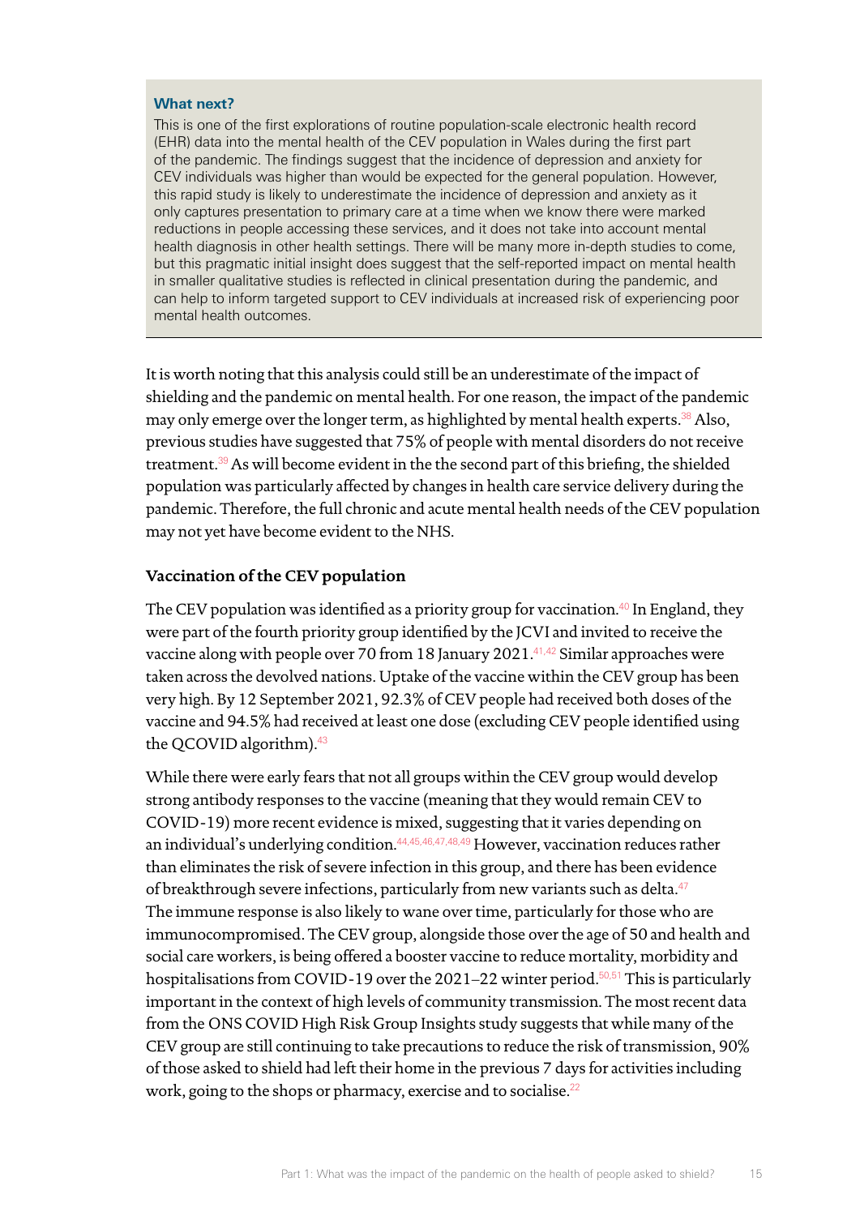**What next?**

This is one of the first explorations of routine population-scale electronic health record (EHR) data into the mental health of the CEV population in Wales during the first part of the pandemic. The findings suggest that the incidence of depression and anxiety for CEV individuals was higher than would be expected for the general population. However, this rapid study is likely to underestimate the incidence of depression and anxiety as it only captures presentation to primary care at a time when we know there were marked reductions in people accessing these services, and it does not take into account mental health diagnosis in other health settings. There will be many more in-depth studies to come, but this pragmatic initial insight does suggest that the self-reported impact on mental health in smaller qualitative studies is reflected in clinical presentation during the pandemic, and can help to inform targeted support to CEV individuals at increased risk of experiencing poor mental health outcomes.

It is worth noting that this analysis could still be an underestimate of the impact of shielding and the pandemic on mental health. For one reason, the impact of the pandemic may only emerge over the longer term, as highlighted by mental health experts.[38] Also, previous studies have suggested that 75% of people with mental disorders do not receive treatment.[39] As will become evident in the the second part of this briefing, the shielded population was particularly affected by changes in health care service delivery during the pandemic. Therefore, the full chronic and acute mental health needs of the CEV population may not yet have become evident to the NHS.

### Vaccination of the CEV population

The CEV population was identified as a priority group for vaccination.[40] In England, they were part of the fourth priority group identified by the JCVI and invited to receive the vaccine along with people over 70 from 18 January 2021.[41,42] Similar approaches were taken across the devolved nations. Uptake of the vaccine within the CEV group has been very high. By 12 September 2021, 92.3% of CEV people had received both doses of the vaccine and 94.5% had received at least one dose (excluding CEV people identified using the QCOVID algorithm).[43]

While there were early fears that not all groups within the CEV group would develop strong antibody responses to the vaccine (meaning that they would remain CEV to COVID-19) more recent evidence is mixed, suggesting that it varies depending on an individual's underlying condition.[44,45,46,47,48,49] However, vaccination reduces rather than eliminates the risk of severe infection in this group, and there has been evidence of breakthrough severe infections, particularly from new variants such as delta.[47] The immune response is also likely to wane over time, particularly for those who are immunocompromised. The CEV group, alongside those over the age of 50 and health and social care workers, is being offered a booster vaccine to reduce mortality, morbidity and hospitalisations from COVID-19 over the 2021–22 winter period.[50,51] This is particularly important in the context of high levels of community transmission. The most recent data from the ONS COVID High Risk Group Insights study suggests that while many of the CEV group are still continuing to take precautions to reduce the risk of transmission, 90% of those asked to shield had left their home in the previous 7 days for activities including work, going to the shops or pharmacy, exercise and to socialise.[22]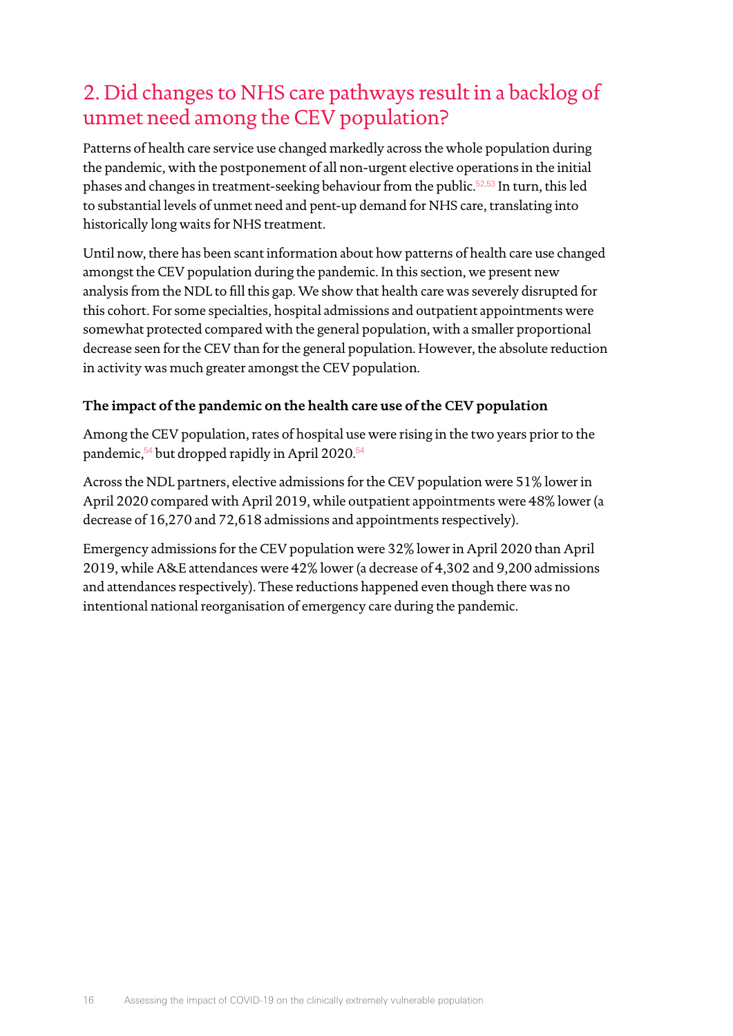## 2. Did changes to NHS care pathways result in a backlog of unmet need among the CEV population?

Patterns of health care service use changed markedly across the whole population during the pandemic, with the postponement of all non-urgent elective operations in the initial phases and changes in treatment-seeking behaviour from the public.[52,53] In turn, this led to substantial levels of unmet need and pent-up demand for NHS care, translating into historically long waits for NHS treatment.

Until now, there has been scant information about how patterns of health care use changed amongst the CEV population during the pandemic. In this section, we present new analysis from the NDL to fill this gap. We show that health care was severely disrupted for this cohort. For some specialties, hospital admissions and outpatient appointments were somewhat protected compared with the general population, with a smaller proportional decrease seen for the CEV than for the general population. However, the absolute reduction in activity was much greater amongst the CEV population.

### The impact of the pandemic on the health care use of the CEV population

Among the CEV population, rates of hospital use were rising in the two years prior to the pandemic,[54] but dropped rapidly in April 2020.[54]

Across the NDL partners, elective admissions for the CEV population were 51% lower in April 2020 compared with April 2019, while outpatient appointments were 48% lower (a decrease of 16,270 and 72,618 admissions and appointments respectively).

Emergency admissions for the CEV population were 32% lower in April 2020 than April 2019, while A&E attendances were 42% lower (a decrease of 4,302 and 9,200 admissions and attendances respectively). These reductions happened even though there was no intentional national reorganisation of emergency care during the pandemic.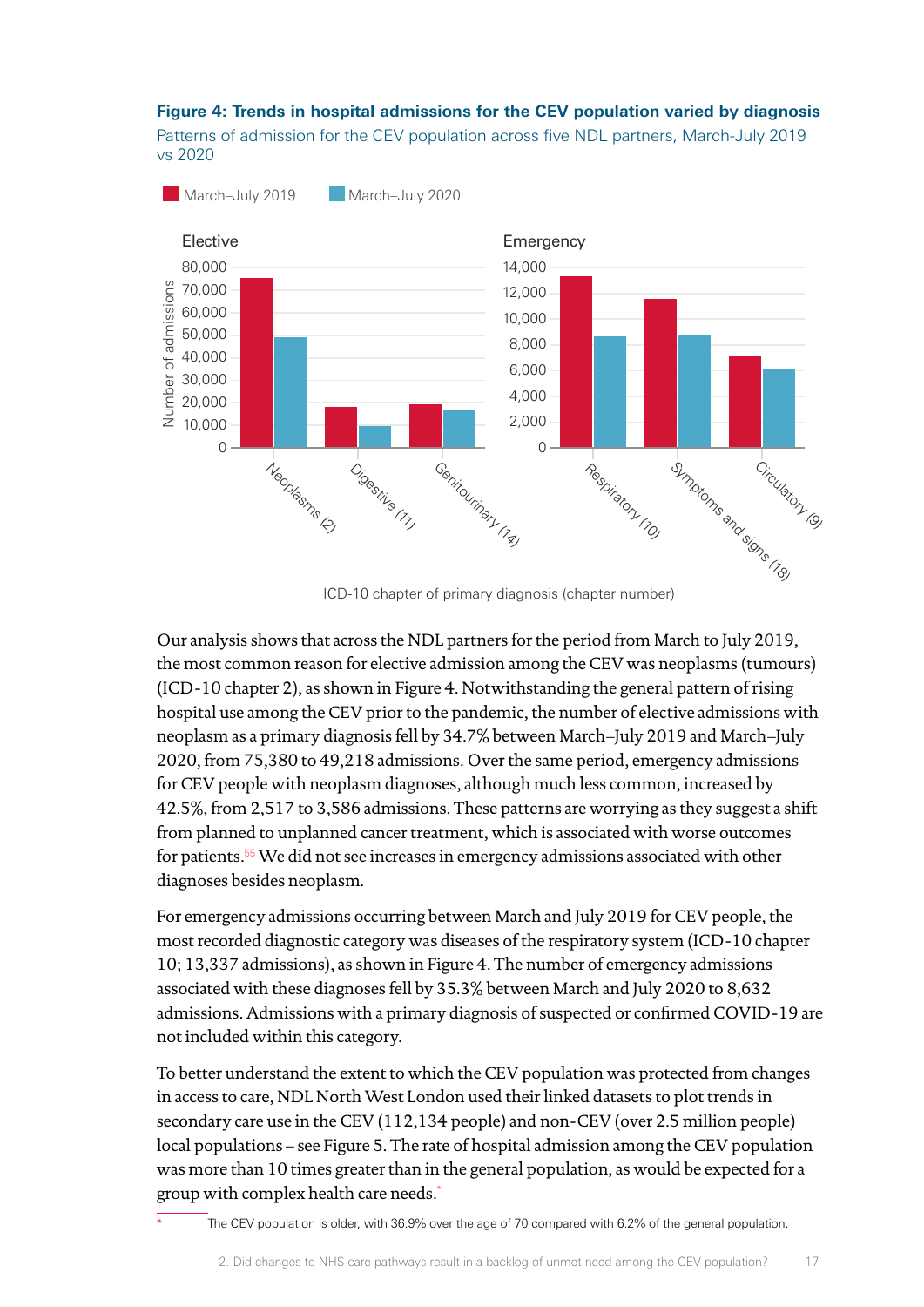**Figure 4: Trends in hospital admissions for the CEV population varied by diagnosis**

Patterns of admission for the CEV population across five NDL partners, March-July 2019 vs 2020

Our analysis shows that across the NDL partners for the period from March to July 2019, the most common reason for elective admission among the CEV was neoplasms (tumours) (ICD-10 chapter 2), as shown in Figure 4. Notwithstanding the general pattern of rising hospital use among the CEV prior to the pandemic, the number of elective admissions with neoplasm as a primary diagnosis fell by 34.7% between March–July 2019 and March–July 2020, from 75,380 to 49,218 admissions. Over the same period, emergency admissions for CEV people with neoplasm diagnoses, although much less common, increased by 42.5%, from 2,517 to 3,586 admissions. These patterns are worrying as they suggest a shift from planned to unplanned cancer treatment, which is associated with worse outcomes for patients.[55] We did not see increases in emergency admissions associated with other diagnoses besides neoplasm.

For emergency admissions occurring between March and July 2019 for CEV people, the most recorded diagnostic category was diseases of the respiratory system (ICD-10 chapter 10; 13,337 admissions), as shown in Figure 4. The number of emergency admissions associated with these diagnoses fell by 35.3% between March and July 2020 to 8,632 admissions. Admissions with a primary diagnosis of suspected or confirmed COVID-19 are not included within this category.

To better understand the extent to which the CEV population was protected from changes in access to care, NDL North West London used their linked datasets to plot trends in secondary care use in the CEV (112,134 people) and non-CEV (over 2.5 million people) local populations – see Figure 5. The rate of hospital admission among the CEV population was more than 10 times greater than in the general population, as would be expected for a group with complex health care needs.*

* The CEV population is older, with 36.9% over the age of 70 compared with 6.2% of the general population.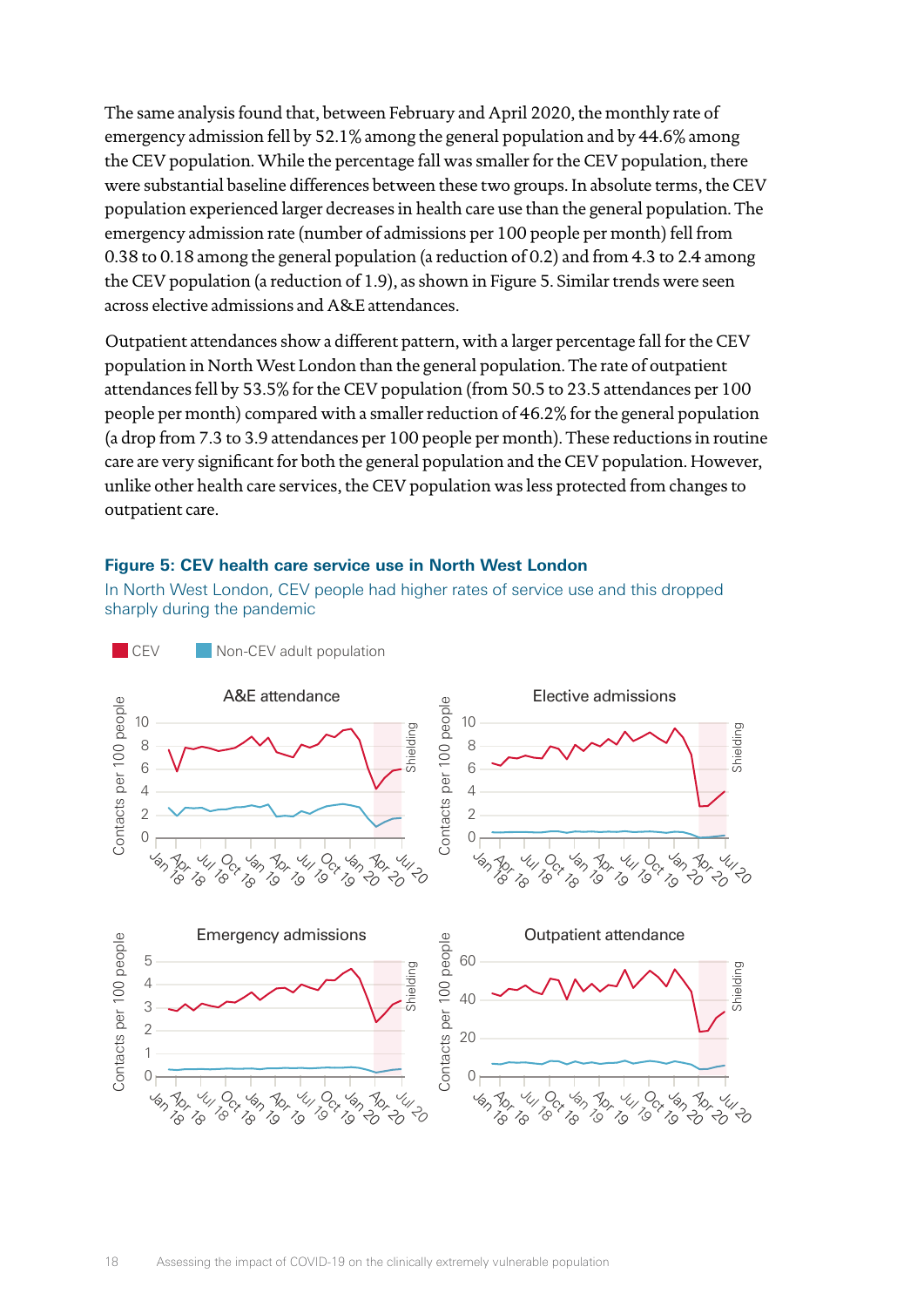The same analysis found that, between February and April 2020, the monthly rate of emergency admission fell by 52.1% among the general population and by 44.6% among the CEV population. While the percentage fall was smaller for the CEV population, there were substantial baseline differences between these two groups. In absolute terms, the CEV population experienced larger decreases in health care use than the general population. The emergency admission rate (number of admissions per 100 people per month) fell from 0.38 to 0.18 among the general population (a reduction of 0.2) and from 4.3 to 2.4 among the CEV population (a reduction of 1.9), as shown in Figure 5. Similar trends were seen across elective admissions and A&E attendances.

Outpatient attendances show a different pattern, with a larger percentage fall for the CEV population in North West London than the general population. The rate of outpatient attendances fell by 53.5% for the CEV population (from 50.5 to 23.5 attendances per 100 people per month) compared with a smaller reduction of 46.2% for the general population (a drop from 7.3 to 3.9 attendances per 100 people per month). These reductions in routine care are very significant for both the general population and the CEV population. However, unlike other health care services, the CEV population was less protected from changes to outpatient care.

**Figure 5: CEV health care service use in North West London**

In North West London, CEV people had higher rates of service use and this dropped sharply during the pandemic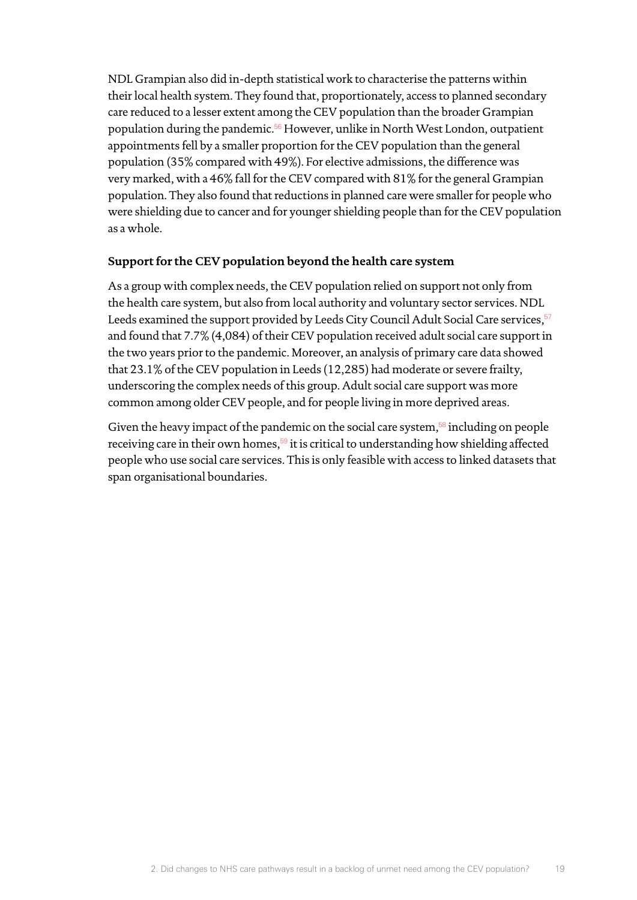NDL Grampian also did in-depth statistical work to characterise the patterns within their local health system. They found that, proportionately, access to planned secondary care reduced to a lesser extent among the CEV population than the broader Grampian population during the pandemic.[56] However, unlike in North West London, outpatient appointments fell by a smaller proportion for the CEV population than the general population (35% compared with 49%). For elective admissions, the difference was very marked, with a 46% fall for the CEV compared with 81% for the general Grampian population. They also found that reductions in planned care were smaller for people who were shielding due to cancer and for younger shielding people than for the CEV population as a whole.

### Support for the CEV population beyond the health care system

As a group with complex needs, the CEV population relied on support not only from the health care system, but also from local authority and voluntary sector services. NDL Leeds examined the support provided by Leeds City Council Adult Social Care services,[57] and found that 7.7% (4,084) of their CEV population received adult social care support in the two years prior to the pandemic. Moreover, an analysis of primary care data showed that 23.1% of the CEV population in Leeds (12,285) had moderate or severe frailty, underscoring the complex needs of this group. Adult social care support was more common among older CEV people, and for people living in more deprived areas.

Given the heavy impact of the pandemic on the social care system,[58] including on people receiving care in their own homes,[59] it is critical to understanding how shielding affected people who use social care services. This is only feasible with access to linked datasets that span organisational boundaries.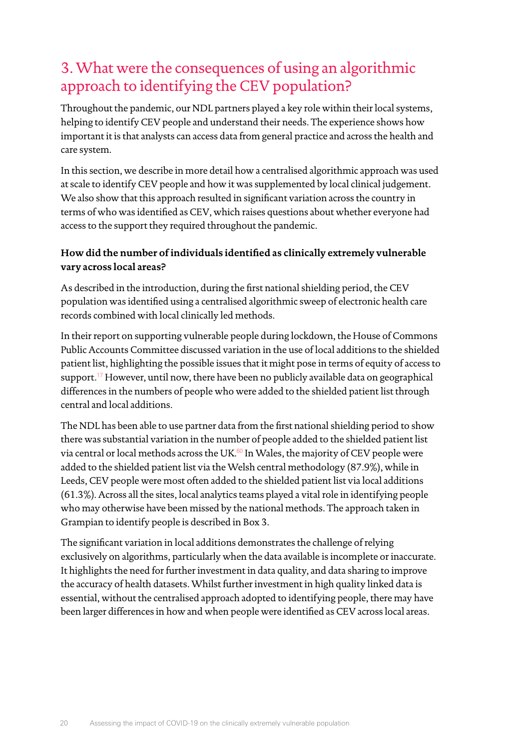## 3. What were the consequences of using an algorithmic approach to identifying the CEV population?

Throughout the pandemic, our NDL partners played a key role within their local systems, helping to identify CEV people and understand their needs. The experience shows how important it is that analysts can access data from general practice and across the health and care system.

In this section, we describe in more detail how a centralised algorithmic approach was used at scale to identify CEV people and how it was supplemented by local clinical judgement. We also show that this approach resulted in significant variation across the country in terms of who was identified as CEV, which raises questions about whether everyone had access to the support they required throughout the pandemic.

### How did the number of individuals identified as clinically extremely vulnerable vary across local areas?

As described in the introduction, during the first national shielding period, the CEV population was identified using a centralised algorithmic sweep of electronic health care records combined with local clinically led methods.

In their report on supporting vulnerable people during lockdown, the House of Commons Public Accounts Committee discussed variation in the use of local additions to the shielded patient list, highlighting the possible issues that it might pose in terms of equity of access to support.[17] However, until now, there have been no publicly available data on geographical differences in the numbers of people who were added to the shielded patient list through central and local additions.

The NDL has been able to use partner data from the first national shielding period to show there was substantial variation in the number of people added to the shielded patient list via central or local methods across the UK.[60] In Wales, the majority of CEV people were added to the shielded patient list via the Welsh central methodology (87.9%), while in Leeds, CEV people were most often added to the shielded patient list via local additions (61.3%). Across all the sites, local analytics teams played a vital role in identifying people who may otherwise have been missed by the national methods. The approach taken in Grampian to identify people is described in Box 3.

The significant variation in local additions demonstrates the challenge of relying exclusively on algorithms, particularly when the data available is incomplete or inaccurate. It highlights the need for further investment in data quality, and data sharing to improve the accuracy of health datasets. Whilst further investment in high quality linked data is essential, without the centralised approach adopted to identifying people, there may have been larger differences in how and when people were identified as CEV across local areas.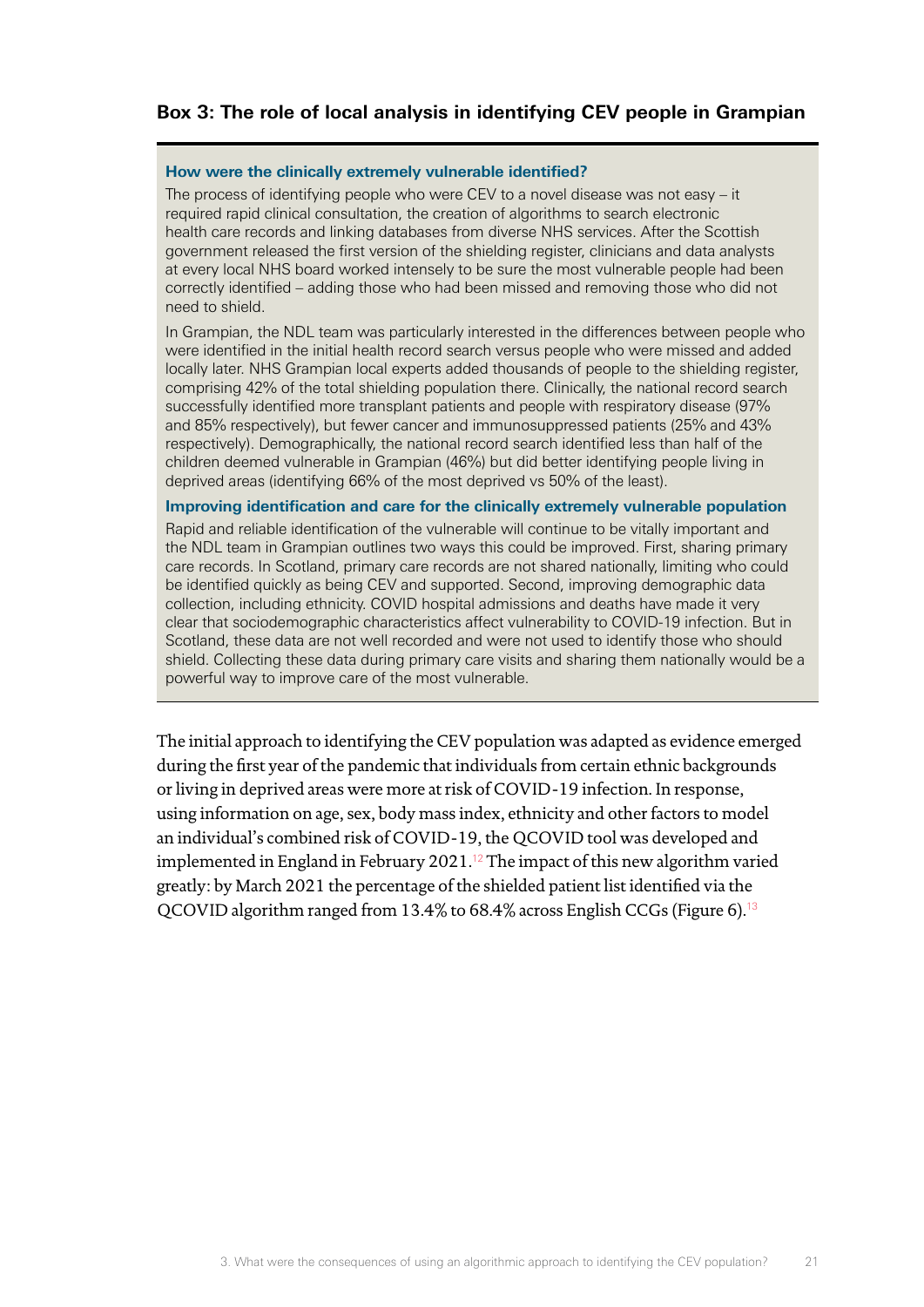### Box 3: The role of local analysis in identifying CEV people in Grampian

**How were the clinically extremely vulnerable identified?**

The process of identifying people who were CEV to a novel disease was not easy – it required rapid clinical consultation, the creation of algorithms to search electronic health care records and linking databases from diverse NHS services. After the Scottish government released the first version of the shielding register, clinicians and data analysts at every local NHS board worked intensely to be sure the most vulnerable people had been correctly identified – adding those who had been missed and removing those who did not need to shield.

In Grampian, the NDL team was particularly interested in the differences between people who were identified in the initial health record search versus people who were missed and added locally later. NHS Grampian local experts added thousands of people to the shielding register, comprising 42% of the total shielding population there. Clinically, the national record search successfully identified more transplant patients and people with respiratory disease (97% and 85% respectively), but fewer cancer and immunosuppressed patients (25% and 43% respectively). Demographically, the national record search identified less than half of the children deemed vulnerable in Grampian (46%) but did better identifying people living in deprived areas (identifying 66% of the most deprived vs 50% of the least).

**Improving identification and care for the clinically extremely vulnerable population**

Rapid and reliable identification of the vulnerable will continue to be vitally important and the NDL team in Grampian outlines two ways this could be improved. First, sharing primary care records. In Scotland, primary care records are not shared nationally, limiting who could be identified quickly as being CEV and supported. Second, improving demographic data collection, including ethnicity. COVID hospital admissions and deaths have made it very clear that sociodemographic characteristics affect vulnerability to COVID-19 infection. But in Scotland, these data are not well recorded and were not used to identify those who should shield. Collecting these data during primary care visits and sharing them nationally would be a powerful way to improve care of the most vulnerable.

---

The initial approach to identifying the CEV population was adapted as evidence emerged during the first year of the pandemic that individuals from certain ethnic backgrounds or living in deprived areas were more at risk of COVID-19 infection. In response, using information on age, sex, body mass index, ethnicity and other factors to model an individual's combined risk of COVID-19, the QCOVID tool was developed and implemented in England in February 2021.[12] The impact of this new algorithm varied greatly: by March 2021 the percentage of the shielded patient list identified via the QCOVID algorithm ranged from 13.4% to 68.4% across English CCGs (Figure 6).[13]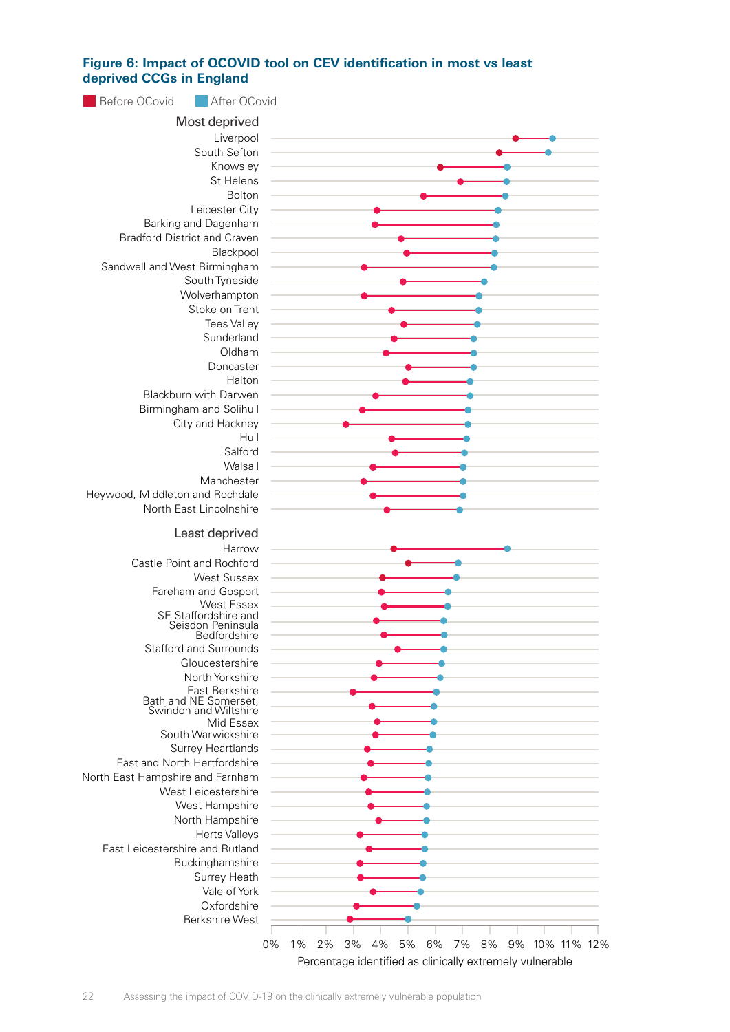**Figure 6: Impact of QCOVID tool on CEV identification in most vs least deprived CCGs in England**

Before QCovid | After QCovid

**Most deprived**

Liverpool
South Sefton
Knowsley
St Helens
Bolton
Leicester City
Barking and Dagenham
Bradford District and Craven
Blackpool
Sandwell and West Birmingham
South Tyneside
Wolverhampton
Stoke on Trent
Tees Valley
Sunderland
Oldham
Doncaster
Halton
Blackburn with Darwen
Birmingham and Solihull
City and Hackney
Hull
Salford
Walsall
Manchester
Heywood, Middleton and Rochdale
North East Lincolnshire

**Least deprived**

Harrow
Castle Point and Rochford
West Sussex
Fareham and Gosport
West Essex
SE Staffordshire and Seisdon Peninsula
Bedfordshire
Stafford and Surrounds
Gloucestershire
North Yorkshire
East Berkshire
Bath and NE Somerset, Swindon and Wiltshire
Mid Essex
South Warwickshire
Surrey Heartlands
East and North Hertfordshire
North East Hampshire and Farnham
West Leicestershire
West Hampshire
North Hampshire
Herts Valleys
East Leicestershire and Rutland
Buckinghamshire
Surrey Heath
Vale of York
Oxfordshire
Berkshire West

0% 1% 2% 3% 4% 5% 6% 7% 8% 9% 10% 11% 12%

Percentage identified as clinically extremely vulnerable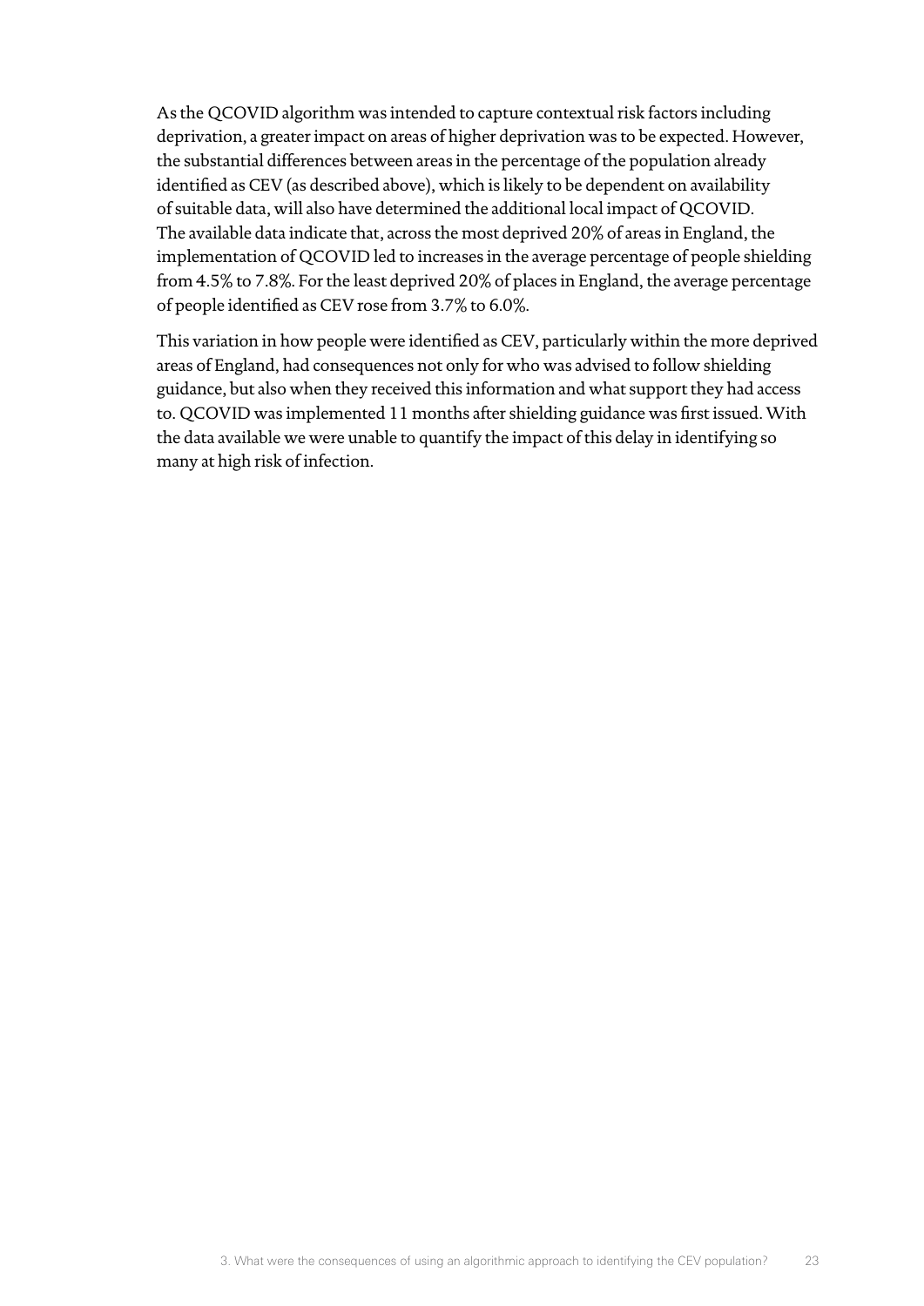As the QCOVID algorithm was intended to capture contextual risk factors including deprivation, a greater impact on areas of higher deprivation was to be expected. However, the substantial differences between areas in the percentage of the population already identified as CEV (as described above), which is likely to be dependent on availability of suitable data, will also have determined the additional local impact of QCOVID. The available data indicate that, across the most deprived 20% of areas in England, the implementation of QCOVID led to increases in the average percentage of people shielding from 4.5% to 7.8%. For the least deprived 20% of places in England, the average percentage of people identified as CEV rose from 3.7% to 6.0%.

This variation in how people were identified as CEV, particularly within the more deprived areas of England, had consequences not only for who was advised to follow shielding guidance, but also when they received this information and what support they had access to. QCOVID was implemented 11 months after shielding guidance was first issued. With the data available we were unable to quantify the impact of this delay in identifying so many at high risk of infection.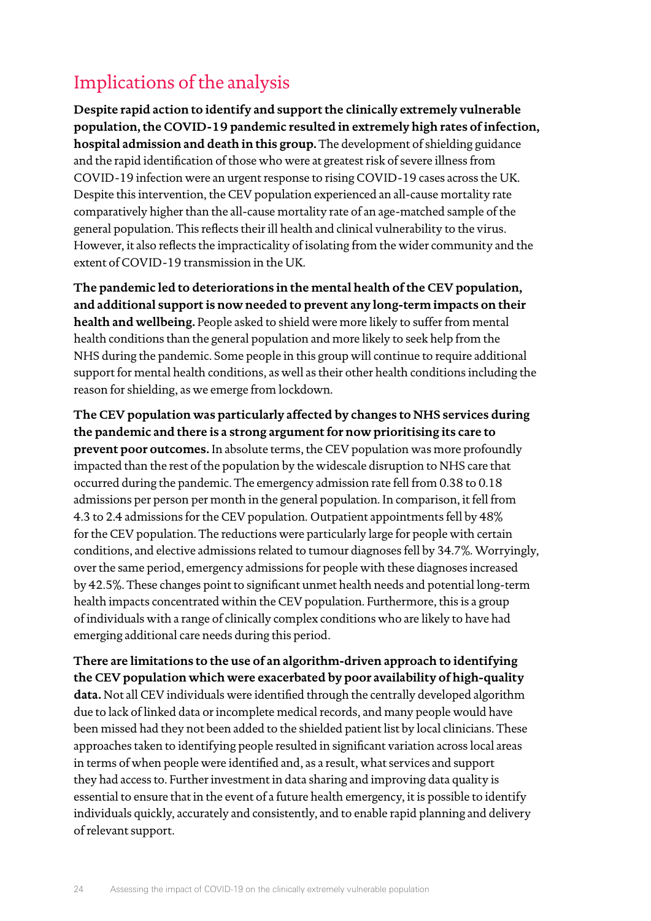## Implications of the analysis

**Despite rapid action to identify and support the clinically extremely vulnerable population, the COVID-19 pandemic resulted in extremely high rates of infection, hospital admission and death in this group.** The development of shielding guidance and the rapid identification of those who were at greatest risk of severe illness from COVID-19 infection were an urgent response to rising COVID-19 cases across the UK. Despite this intervention, the CEV population experienced an all-cause mortality rate comparatively higher than the all-cause mortality rate of an age-matched sample of the general population. This reflects their ill health and clinical vulnerability to the virus. However, it also reflects the impracticality of isolating from the wider community and the extent of COVID-19 transmission in the UK.

**The pandemic led to deteriorations in the mental health of the CEV population, and additional support is now needed to prevent any long-term impacts on their health and wellbeing.** People asked to shield were more likely to suffer from mental health conditions than the general population and more likely to seek help from the NHS during the pandemic. Some people in this group will continue to require additional support for mental health conditions, as well as their other health conditions including the reason for shielding, as we emerge from lockdown.

**The CEV population was particularly affected by changes to NHS services during the pandemic and there is a strong argument for now prioritising its care to prevent poor outcomes.** In absolute terms, the CEV population was more profoundly impacted than the rest of the population by the widescale disruption to NHS care that occurred during the pandemic. The emergency admission rate fell from 0.38 to 0.18 admissions per person per month in the general population. In comparison, it fell from 4.3 to 2.4 admissions for the CEV population. Outpatient appointments fell by 48% for the CEV population. The reductions were particularly large for people with certain conditions, and elective admissions related to tumour diagnoses fell by 34.7%. Worryingly, over the same period, emergency admissions for people with these diagnoses increased by 42.5%. These changes point to significant unmet health needs and potential long-term health impacts concentrated within the CEV population. Furthermore, this is a group of individuals with a range of clinically complex conditions who are likely to have had emerging additional care needs during this period.

**There are limitations to the use of an algorithm-driven approach to identifying the CEV population which were exacerbated by poor availability of high-quality data.** Not all CEV individuals were identified through the centrally developed algorithm due to lack of linked data or incomplete medical records, and many people would have been missed had they not been added to the shielded patient list by local clinicians. These approaches taken to identifying people resulted in significant variation across local areas in terms of when people were identified and, as a result, what services and support they had access to. Further investment in data sharing and improving data quality is essential to ensure that in the event of a future health emergency, it is possible to identify individuals quickly, accurately and consistently, and to enable rapid planning and delivery of relevant support.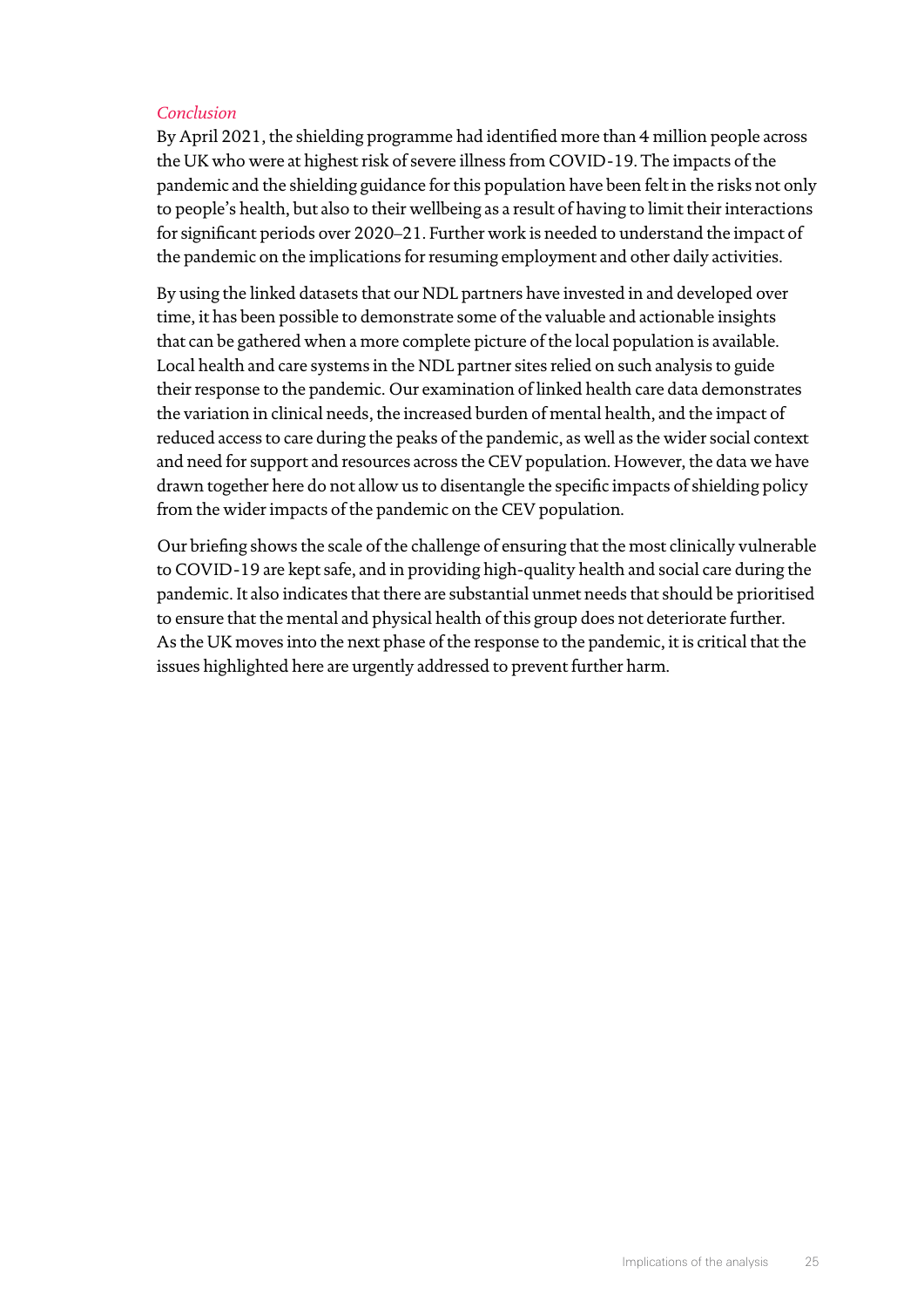*Conclusion*

By April 2021, the shielding programme had identified more than 4 million people across the UK who were at highest risk of severe illness from COVID-19. The impacts of the pandemic and the shielding guidance for this population have been felt in the risks not only to people's health, but also to their wellbeing as a result of having to limit their interactions for significant periods over 2020–21. Further work is needed to understand the impact of the pandemic on the implications for resuming employment and other daily activities.

By using the linked datasets that our NDL partners have invested in and developed over time, it has been possible to demonstrate some of the valuable and actionable insights that can be gathered when a more complete picture of the local population is available. Local health and care systems in the NDL partner sites relied on such analysis to guide their response to the pandemic. Our examination of linked health care data demonstrates the variation in clinical needs, the increased burden of mental health, and the impact of reduced access to care during the peaks of the pandemic, as well as the wider social context and need for support and resources across the CEV population. However, the data we have drawn together here do not allow us to disentangle the specific impacts of shielding policy from the wider impacts of the pandemic on the CEV population.

Our briefing shows the scale of the challenge of ensuring that the most clinically vulnerable to COVID-19 are kept safe, and in providing high-quality health and social care during the pandemic. It also indicates that there are substantial unmet needs that should be prioritised to ensure that the mental and physical health of this group does not deteriorate further. As the UK moves into the next phase of the response to the pandemic, it is critical that the issues highlighted here are urgently addressed to prevent further harm.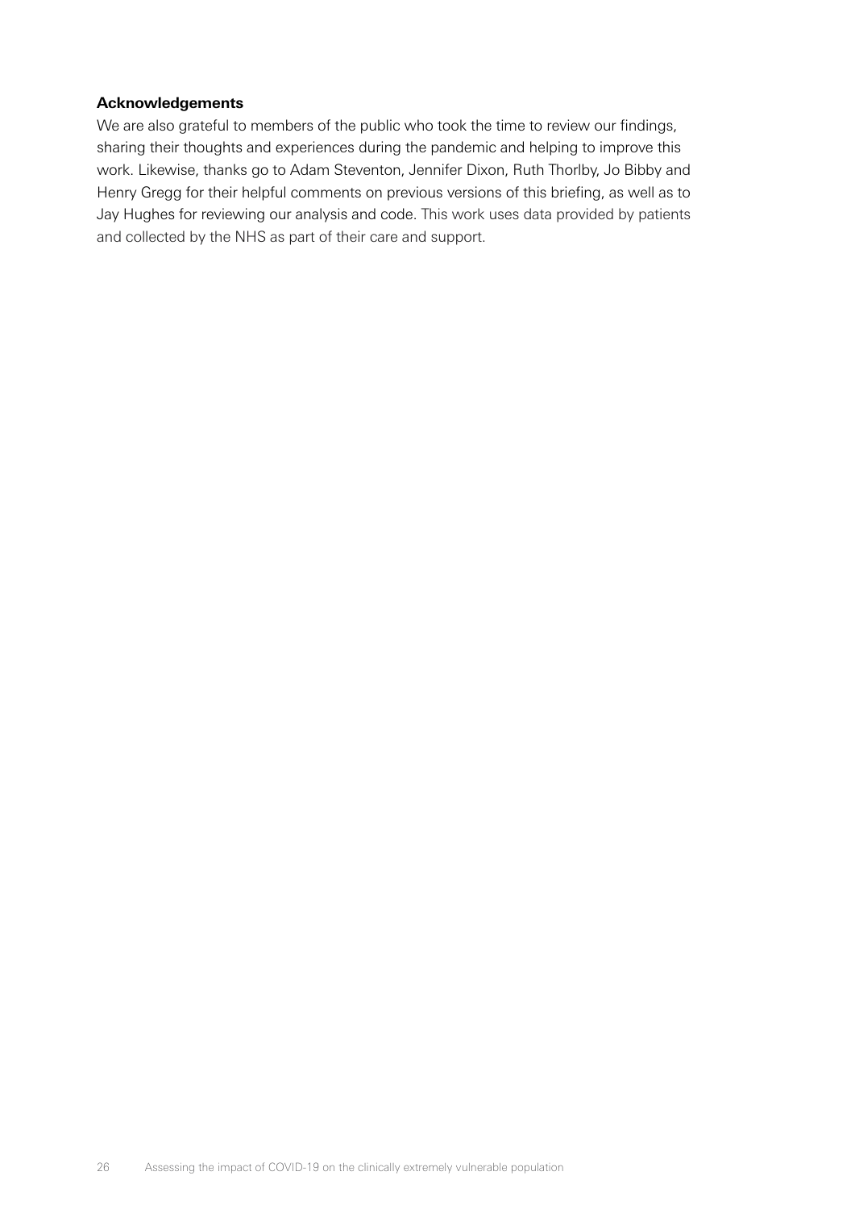**Acknowledgements**

We are also grateful to members of the public who took the time to review our findings, sharing their thoughts and experiences during the pandemic and helping to improve this work. Likewise, thanks go to Adam Steventon, Jennifer Dixon, Ruth Thorlby, Jo Bibby and Henry Gregg for their helpful comments on previous versions of this briefing, as well as to Jay Hughes for reviewing our analysis and code. This work uses data provided by patients and collected by the NHS as part of their care and support.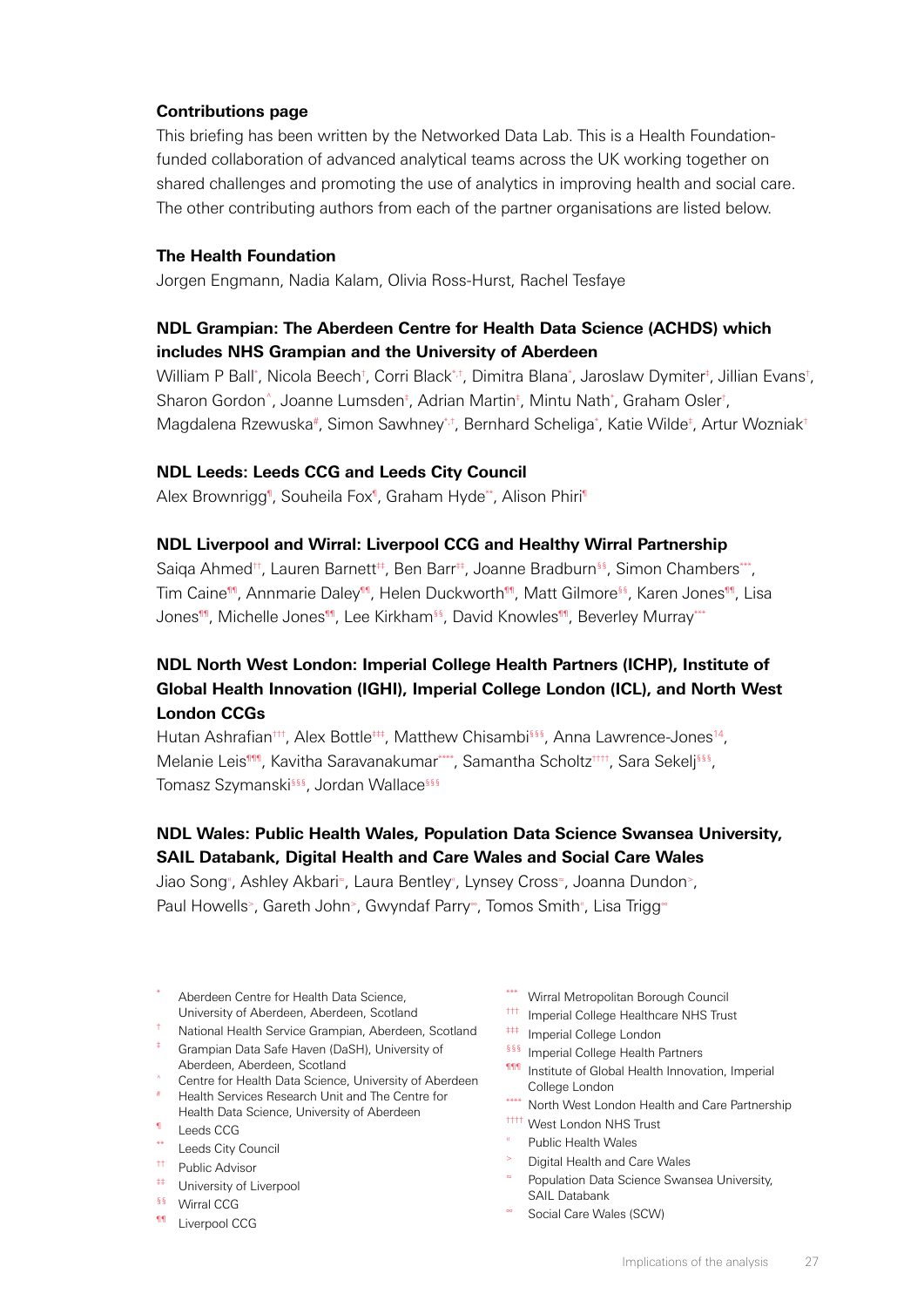**Contributions page**

This briefing has been written by the Networked Data Lab. This is a Health Foundation-funded collaboration of advanced analytical teams across the UK working together on shared challenges and promoting the use of analytics in improving health and social care. The other contributing authors from each of the partner organisations are listed below.

**The Health Foundation**

Jorgen Engmann, Nadia Kalam, Olivia Ross-Hurst, Rachel Tesfaye

**NDL Grampian: The Aberdeen Centre for Health Data Science (ACHDS) which includes NHS Grampian and the University of Aberdeen**

William P Ball[*], Nicola Beech[†], Corri Black[*,†], Dimitra Blana[*], Jaroslaw Dymiter[‡], Jillian Evans[†], Sharon Gordon[^], Joanne Lumsden[‡], Adrian Martin[‡], Mintu Nath[*], Graham Osler[†], Magdalena Rzewuska[#], Simon Sawhney[*,†], Bernhard Scheliga[*], Katie Wilde[‡], Artur Wozniak[†]

**NDL Leeds: Leeds CCG and Leeds City Council**

Alex Brownrigg[¶], Souheila Fox[¶], Graham Hyde[**], Alison Phiri[¶]

**NDL Liverpool and Wirral: Liverpool CCG and Healthy Wirral Partnership**

Saiqa Ahmed[††], Lauren Barnett[‡‡], Ben Barr[‡‡], Joanne Bradburn[§§], Simon Chambers[***], Tim Caine[¶¶], Annmarie Daley[¶¶], Helen Duckworth[¶¶], Matt Gilmore[§§], Karen Jones[¶¶], Lisa Jones[¶¶], Michelle Jones[¶¶], Lee Kirkham[§§], David Knowles[¶¶], Beverley Murray[***]

**NDL North West London: Imperial College Health Partners (ICHP), Institute of Global Health Innovation (IGHI), Imperial College London (ICL), and North West London CCGs**

Hutan Ashrafian[†††], Alex Bottle[‡‡‡], Matthew Chisambi[§§§], Anna Lawrence-Jones[14], Melanie Leis[¶¶¶], Kavitha Saravanakumar[****], Samantha Scholtz[††††], Sara Sekelj[§§§], Tomasz Szymanski[§§§], Jordan Wallace[§§§]

**NDL Wales: Public Health Wales, Population Data Science Swansea University, SAIL Databank, Digital Health and Care Wales and Social Care Wales**

Jiao Song[॥], Ashley Akbari[≈], Laura Bentley[॥], Lynsey Cross[≈], Joanna Dundon[>], Paul Howells[>], Gareth John[>], Gwyndaf Parry[∞], Tomos Smith[॥], Lisa Trigg[∞]

- [*] Aberdeen Centre for Health Data Science, University of Aberdeen, Aberdeen, Scotland
- [†] National Health Service Grampian, Aberdeen, Scotland
- [‡] Grampian Data Safe Haven (DaSH), University of Aberdeen, Aberdeen, Scotland
- [^] Centre for Health Data Science, University of Aberdeen
- [#] Health Services Research Unit and The Centre for Health Data Science, University of Aberdeen
- [¶] Leeds CCG
- [**] Leeds City Council
- [††] Public Advisor
- [‡‡] University of Liverpool
- [§§] Wirral CCG
- [¶¶] Liverpool CCG
- [***] Wirral Metropolitan Borough Council
- [†††] Imperial College Healthcare NHS Trust
- [‡‡‡] Imperial College London
- [§§§] Imperial College Health Partners
- [¶¶¶] Institute of Global Health Innovation, Imperial College London
- [****] North West London Health and Care Partnership
- [††††] West London NHS Trust
- [॥] Public Health Wales
- [>] Digital Health and Care Wales
- [≈] Population Data Science Swansea University, SAIL Databank
- [∞] Social Care Wales (SCW)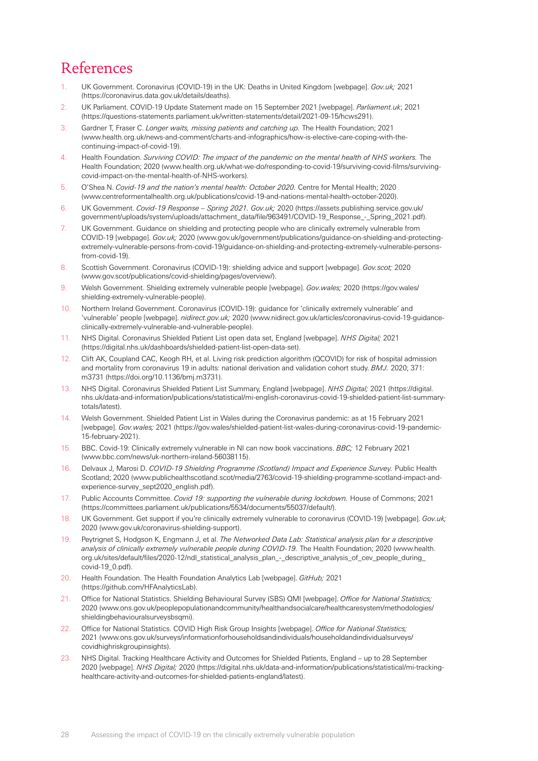# References

1. UK Government. Coronavirus (COVID-19) in the UK: Deaths in United Kingdom [webpage]. *Gov.uk;* 2021 (https://coronavirus.data.gov.uk/details/deaths).
2. UK Parliament. COVID-19 Update Statement made on 15 September 2021 [webpage]. *Parliament.uk*; 2021 (https://questions-statements.parliament.uk/written-statements/detail/2021-09-15/hcws291).
3. Gardner T, Fraser C. *Longer waits, missing patients and catching up.* The Health Foundation; 2021 (www.health.org.uk/news-and-comment/charts-and-infographics/how-is-elective-care-coping-with-the-continuing-impact-of-covid-19).
4. Health Foundation. *Surviving COVID: The impact of the pandemic on the mental health of NHS workers.* The Health Foundation; 2020 (www.health.org.uk/what-we-do/responding-to-covid-19/surviving-covid-films/surviving-covid-impact-on-the-mental-health-of-NHS-workers).
5. O'Shea N. *Covid-19 and the nation's mental health: October 2020.* Centre for Mental Health; 2020 (www.centreformentalhealth.org.uk/publications/covid-19-and-nations-mental-health-october-2020).
6. UK Government. *Covid-19 Response – Spring 2021. Gov.uk;* 2020 (https://assets.publishing.service.gov.uk/government/uploads/system/uploads/attachment_data/file/963491/COVID-19_Response_-_Spring_2021.pdf).
7. UK Government. Guidance on shielding and protecting people who are clinically extremely vulnerable from COVID-19 [webpage]. *Gov.uk;* 2020 (www.gov.uk/government/publications/guidance-on-shielding-and-protecting-extremely-vulnerable-persons-from-covid-19/guidance-on-shielding-and-protecting-extremely-vulnerable-persons-from-covid-19).
8. Scottish Government. Coronavirus (COVID-19): shielding advice and support [webpage]. *Gov.scot;* 2020 (www.gov.scot/publications/covid-shielding/pages/overview/).
9. Welsh Government. Shielding extremely vulnerable people [webpage]. *Gov.wales;* 2020 (https://gov.wales/shielding-extremely-vulnerable-people).
10. Northern Ireland Government. Coronavirus (COVID-19): guidance for 'clinically extremely vulnerable' and 'vulnerable' people [webpage]. *nidirect.gov.uk;* 2020 (www.nidirect.gov.uk/articles/coronavirus-covid-19-guidance-clinically-extremely-vulnerable-and-vulnerable-people).
11. NHS Digital. Coronavirus Shielded Patient List open data set, England [webpage]. *NHS Digital;* 2021 (https://digital.nhs.uk/dashboards/shielded-patient-list-open-data-set).
12. Clift AK, Coupland CAC, Keogh RH, et al. Living risk prediction algorithm (QCOVID) for risk of hospital admission and mortality from coronavirus 19 in adults: national derivation and validation cohort study. *BMJ.* 2020; 371: m3731 (https://doi.org/10.1136/bmj.m3731).
13. NHS Digital. Coronavirus Shielded Patient List Summary, England [webpage]. *NHS Digital;* 2021 (https://digital.nhs.uk/data-and-information/publications/statistical/mi-english-coronavirus-covid-19-shielded-patient-list-summary-totals/latest).
14. Welsh Government. Shielded Patient List in Wales during the Coronavirus pandemic: as at 15 February 2021 [webpage]. *Gov.wales;* 2021 (https://gov.wales/shielded-patient-list-wales-during-coronavirus-covid-19-pandemic-15-february-2021).
15. BBC. Covid-19: Clinically extremely vulnerable in NI can now book vaccinations. *BBC;* 12 February 2021 (www.bbc.com/news/uk-northern-ireland-56038115).
16. Delvaux J, Marosi D. *COVID-19 Shielding Programme (Scotland) Impact and Experience Survey.* Public Health Scotland; 2020 (www.publichealthscotland.scot/media/2763/covid-19-shielding-programme-scotland-impact-and-experience-survey_sept2020_english.pdf).
17. Public Accounts Committee. *Covid 19: supporting the vulnerable during lockdown.* House of Commons; 2021 (https://committees.parliament.uk/publications/5534/documents/55037/default/).
18. UK Government. Get support if you're clinically extremely vulnerable to coronavirus (COVID-19) [webpage]. *Gov.uk;* 2020 (www.gov.uk/coronavirus-shielding-support).
19. Peytrignet S, Hodgson K, Engmann J, et al. *The Networked Data Lab: Statistical analysis plan for a descriptive analysis of clinically extremely vulnerable people during COVID-19.* The Health Foundation; 2020 (www.health.org.uk/sites/default/files/2020-12/ndl_statistical_analysis_plan_-_descriptive_analysis_of_cev_people_during_covid-19_0.pdf).
20. Health Foundation. The Health Foundation Analytics Lab [webpage]. *GitHub;* 2021 (https://github.com/HFAnalyticsLab).
21. Office for National Statistics. Shielding Behavioural Survey (SBS) QMI [webpage]. *Office for National Statistics;* 2020 (www.ons.gov.uk/peoplepopulationandcommunity/healthandsocialcare/healthcaresystem/methodologies/shieldingbehaviouralsurveysbsqmi).
22. Office for National Statistics. COVID High Risk Group Insights [webpage]. *Office for National Statistics;* 2021 (www.ons.gov.uk/surveys/informationforhouseholdsandindividuals/householdandindividualsurveys/covidhighriskgroupinsights).
23. NHS Digital. Tracking Healthcare Activity and Outcomes for Shielded Patients, England – up to 28 September 2020 [webpage]. *NHS Digital;* 2020 (https://digital.nhs.uk/data-and-information/publications/statistical/mi-tracking-healthcare-activity-and-outcomes-for-shielded-patients-england/latest).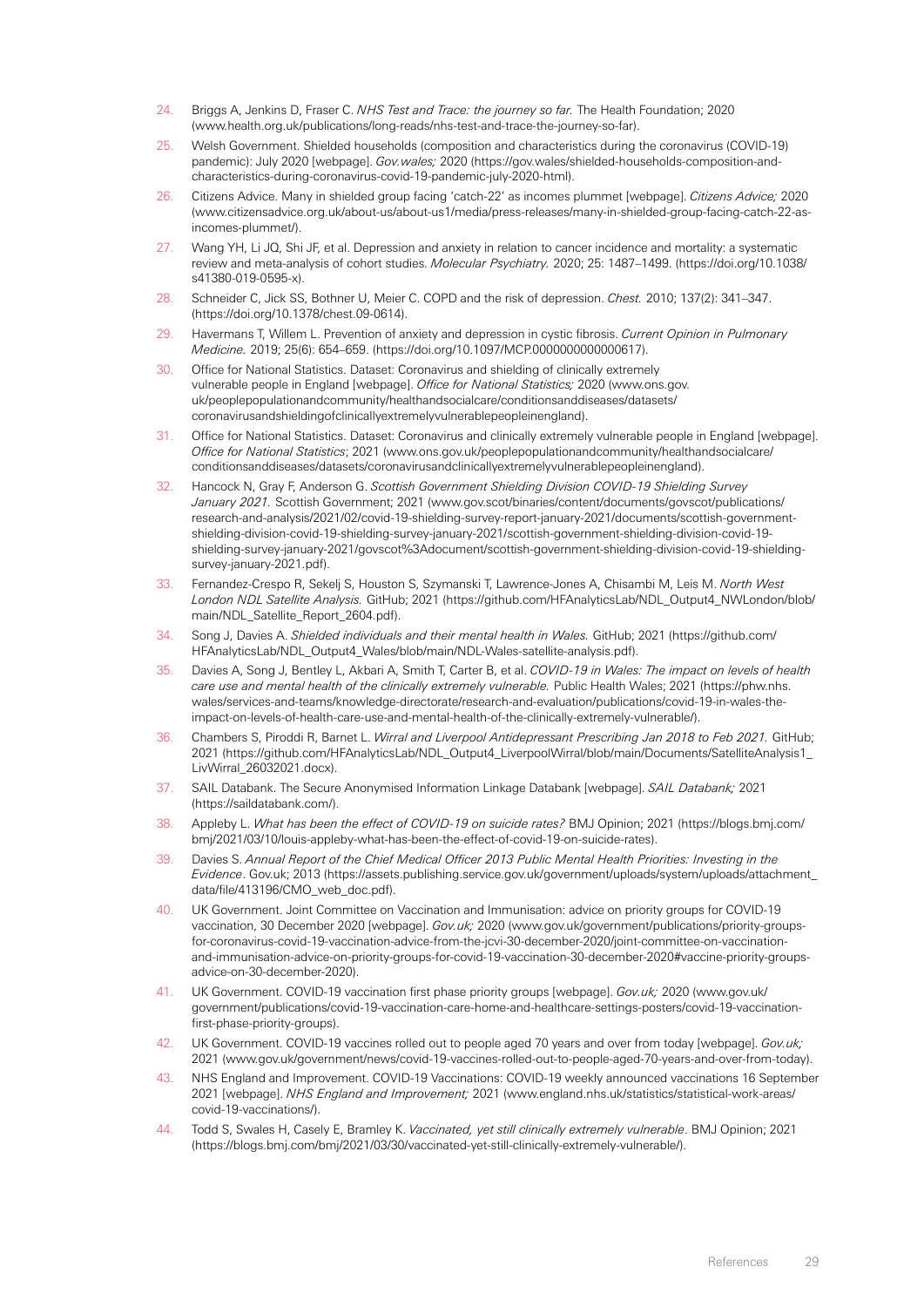24. Briggs A, Jenkins D, Fraser C. *NHS Test and Trace: the journey so far.* The Health Foundation; 2020 (www.health.org.uk/publications/long-reads/nhs-test-and-trace-the-journey-so-far).
25. Welsh Government. Shielded households (composition and characteristics during the coronavirus (COVID-19) pandemic): July 2020 [webpage]. *Gov.wales;* 2020 (https://gov.wales/shielded-households-composition-and-characteristics-during-coronavirus-covid-19-pandemic-july-2020-html).
26. Citizens Advice. Many in shielded group facing 'catch-22' as incomes plummet [webpage]. *Citizens Advice;* 2020 (www.citizensadvice.org.uk/about-us/about-us1/media/press-releases/many-in-shielded-group-facing-catch-22-as-incomes-plummet/).
27. Wang YH, Li JQ, Shi JF, et al. Depression and anxiety in relation to cancer incidence and mortality: a systematic review and meta-analysis of cohort studies. *Molecular Psychiatry.* 2020; 25: 1487–1499. (https://doi.org/10.1038/s41380-019-0595-x).
28. Schneider C, Jick SS, Bothner U, Meier C. COPD and the risk of depression. *Chest.* 2010; 137(2): 341–347. (https://doi.org/10.1378/chest.09-0614).
29. Havermans T, Willem L. Prevention of anxiety and depression in cystic fibrosis. *Current Opinion in Pulmonary Medicine.* 2019; 25(6): 654–659. (https://doi.org/10.1097/MCP.0000000000000617).
30. Office for National Statistics. Dataset: Coronavirus and shielding of clinically extremely vulnerable people in England [webpage]. *Office for National Statistics;* 2020 (www.ons.gov.uk/peoplepopulationandcommunity/healthandsocialcare/conditionsanddiseases/datasets/coronavirusandshieldingofclinicallyextremelyvulnerablepeopleinengland).
31. Office for National Statistics. Dataset: Coronavirus and clinically extremely vulnerable people in England [webpage]. *Office for National Statistics*; 2021 (www.ons.gov.uk/peoplepopulationandcommunity/healthandsocialcare/conditionsanddiseases/datasets/coronavirusandclinicallyextremelyvulnerablepeopleinengland).
32. Hancock N, Gray F, Anderson G. *Scottish Government Shielding Division COVID-19 Shielding Survey January 2021.* Scottish Government; 2021 (www.gov.scot/binaries/content/documents/govscot/publications/research-and-analysis/2021/02/covid-19-shielding-survey-report-january-2021/documents/scottish-government-shielding-division-covid-19-shielding-survey-january-2021/scottish-government-shielding-division-covid-19-shielding-survey-january-2021/govscot%3Adocument/scottish-government-shielding-division-covid-19-shielding-survey-january-2021.pdf).
33. Fernandez-Crespo R, Sekelj S, Houston S, Szymanski T, Lawrence-Jones A, Chisambi M, Leis M. *North West London NDL Satellite Analysis.* GitHub; 2021 (https://github.com/HFAnalyticsLab/NDL_Output4_NWLondon/blob/main/NDL_Satellite_Report_2604.pdf).
34. Song J, Davies A. *Shielded individuals and their mental health in Wales.* GitHub; 2021 (https://github.com/HFAnalyticsLab/NDL_Output4_Wales/blob/main/NDL-Wales-satellite-analysis.pdf).
35. Davies A, Song J, Bentley L, Akbari A, Smith T, Carter B, et al. *COVID-19 in Wales: The impact on levels of health care use and mental health of the clinically extremely vulnerable.* Public Health Wales; 2021 (https://phw.nhs.wales/services-and-teams/knowledge-directorate/research-and-evaluation/publications/covid-19-in-wales-the-impact-on-levels-of-health-care-use-and-mental-health-of-the-clinically-extremely-vulnerable/).
36. Chambers S, Piroddi R, Barnet L. *Wirral and Liverpool Antidepressant Prescribing Jan 2018 to Feb 2021.* GitHub; 2021 (https://github.com/HFAnalyticsLab/NDL_Output4_LiverpoolWirral/blob/main/Documents/SatelliteAnalysis1_LivWirral_26032021.docx).
37. SAIL Databank. The Secure Anonymised Information Linkage Databank [webpage]. *SAIL Databank;* 2021 (https://saildatabank.com/).
38. Appleby L. *What has been the effect of COVID-19 on suicide rates?* BMJ Opinion; 2021 (https://blogs.bmj.com/bmj/2021/03/10/louis-appleby-what-has-been-the-effect-of-covid-19-on-suicide-rates).
39. Davies S. *Annual Report of the Chief Medical Officer 2013 Public Mental Health Priorities: Investing in the Evidence*. Gov.uk; 2013 (https://assets.publishing.service.gov.uk/government/uploads/system/uploads/attachment_data/file/413196/CMO_web_doc.pdf).
40. UK Government. Joint Committee on Vaccination and Immunisation: advice on priority groups for COVID-19 vaccination, 30 December 2020 [webpage]. *Gov.uk;* 2020 (www.gov.uk/government/publications/priority-groups-for-coronavirus-covid-19-vaccination-advice-from-the-jcvi-30-december-2020/joint-committee-on-vaccination-and-immunisation-advice-on-priority-groups-for-covid-19-vaccination-30-december-2020#vaccine-priority-groups-advice-on-30-december-2020).
41. UK Government. COVID-19 vaccination first phase priority groups [webpage]. *Gov.uk;* 2020 (www.gov.uk/government/publications/covid-19-vaccination-care-home-and-healthcare-settings-posters/covid-19-vaccination-first-phase-priority-groups).
42. UK Government. COVID-19 vaccines rolled out to people aged 70 years and over from today [webpage]. *Gov.uk;* 2021 (www.gov.uk/government/news/covid-19-vaccines-rolled-out-to-people-aged-70-years-and-over-from-today).
43. NHS England and Improvement. COVID-19 Vaccinations: COVID-19 weekly announced vaccinations 16 September 2021 [webpage]. *NHS England and Improvement;* 2021 (www.england.nhs.uk/statistics/statistical-work-areas/covid-19-vaccinations/).
44. Todd S, Swales H, Casely E, Bramley K. *Vaccinated, yet still clinically extremely vulnerable*. BMJ Opinion; 2021 (https://blogs.bmj.com/bmj/2021/03/30/vaccinated-yet-still-clinically-extremely-vulnerable/).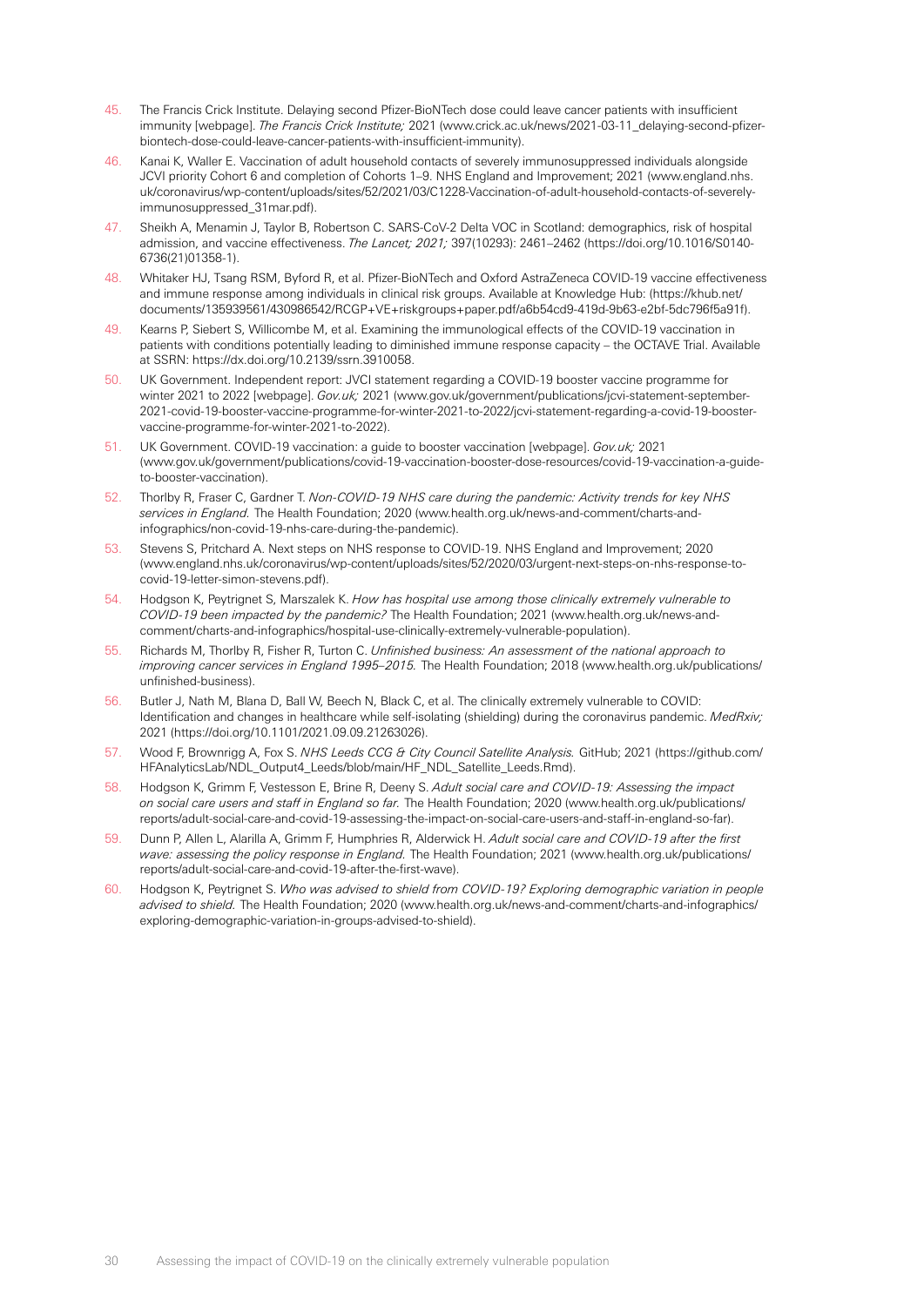45. The Francis Crick Institute. Delaying second Pfizer-BioNTech dose could leave cancer patients with insufficient immunity [webpage]. *The Francis Crick Institute;* 2021 (www.crick.ac.uk/news/2021-03-11_delaying-second-pfizer-biontech-dose-could-leave-cancer-patients-with-insufficient-immunity).
46. Kanai K, Waller E. Vaccination of adult household contacts of severely immunosuppressed individuals alongside JCVI priority Cohort 6 and completion of Cohorts 1–9. NHS England and Improvement; 2021 (www.england.nhs.uk/coronavirus/wp-content/uploads/sites/52/2021/03/C1228-Vaccination-of-adult-household-contacts-of-severely-immunosuppressed_31mar.pdf).
47. Sheikh A, Menamin J, Taylor B, Robertson C. SARS-CoV-2 Delta VOC in Scotland: demographics, risk of hospital admission, and vaccine effectiveness. *The Lancet; 2021;* 397(10293): 2461–2462 (https://doi.org/10.1016/S0140-6736(21)01358-1).
48. Whitaker HJ, Tsang RSM, Byford R, et al. Pfizer-BioNTech and Oxford AstraZeneca COVID-19 vaccine effectiveness and immune response among individuals in clinical risk groups. Available at Knowledge Hub: (https://khub.net/documents/135939561/430986542/RCGP+VE+riskgroups+paper.pdf/a6b54cd9-419d-9b63-e2bf-5dc796f5a91f).
49. Kearns P, Siebert S, Willicombe M, et al. Examining the immunological effects of the COVID-19 vaccination in patients with conditions potentially leading to diminished immune response capacity – the OCTAVE Trial. Available at SSRN: https://dx.doi.org/10.2139/ssrn.3910058.
50. UK Government. Independent report: JVCI statement regarding a COVID-19 booster vaccine programme for winter 2021 to 2022 [webpage]. *Gov.uk;* 2021 (www.gov.uk/government/publications/jcvi-statement-september-2021-covid-19-booster-vaccine-programme-for-winter-2021-to-2022/jcvi-statement-regarding-a-covid-19-booster-vaccine-programme-for-winter-2021-to-2022).
51. UK Government. COVID-19 vaccination: a guide to booster vaccination [webpage]. *Gov.uk;* 2021 (www.gov.uk/government/publications/covid-19-vaccination-booster-dose-resources/covid-19-vaccination-a-guide-to-booster-vaccination).
52. Thorlby R, Fraser C, Gardner T. *Non-COVID-19 NHS care during the pandemic: Activity trends for key NHS services in England.* The Health Foundation; 2020 (www.health.org.uk/news-and-comment/charts-and-infographics/non-covid-19-nhs-care-during-the-pandemic).
53. Stevens S, Pritchard A. Next steps on NHS response to COVID-19. NHS England and Improvement; 2020 (www.england.nhs.uk/coronavirus/wp-content/uploads/sites/52/2020/03/urgent-next-steps-on-nhs-response-to-covid-19-letter-simon-stevens.pdf).
54. Hodgson K, Peytrignet S, Marszalek K. *How has hospital use among those clinically extremely vulnerable to COVID-19 been impacted by the pandemic?* The Health Foundation; 2021 (www.health.org.uk/news-and-comment/charts-and-infographics/hospital-use-clinically-extremely-vulnerable-population).
55. Richards M, Thorlby R, Fisher R, Turton C. *Unfinished business: An assessment of the national approach to improving cancer services in England 1995–2015.* The Health Foundation; 2018 (www.health.org.uk/publications/unfinished-business).
56. Butler J, Nath M, Blana D, Ball W, Beech N, Black C, et al. The clinically extremely vulnerable to COVID: Identification and changes in healthcare while self-isolating (shielding) during the coronavirus pandemic. *MedRxiv;* 2021 (https://doi.org/10.1101/2021.09.09.21263026).
57. Wood F, Brownrigg A, Fox S. *NHS Leeds CCG & City Council Satellite Analysis.* GitHub; 2021 (https://github.com/HFAnalyticsLab/NDL_Output4_Leeds/blob/main/HF_NDL_Satellite_Leeds.Rmd).
58. Hodgson K, Grimm F, Vestesson E, Brine R, Deeny S. *Adult social care and COVID-19: Assessing the impact on social care users and staff in England so far.* The Health Foundation; 2020 (www.health.org.uk/publications/reports/adult-social-care-and-covid-19-assessing-the-impact-on-social-care-users-and-staff-in-england-so-far).
59. Dunn P, Allen L, Alarilla A, Grimm F, Humphries R, Alderwick H. *Adult social care and COVID-19 after the first wave: assessing the policy response in England.* The Health Foundation; 2021 (www.health.org.uk/publications/reports/adult-social-care-and-covid-19-after-the-first-wave).
60. Hodgson K, Peytrignet S. *Who was advised to shield from COVID-19? Exploring demographic variation in people advised to shield.* The Health Foundation; 2020 (www.health.org.uk/news-and-comment/charts-and-infographics/exploring-demographic-variation-in-groups-advised-to-shield).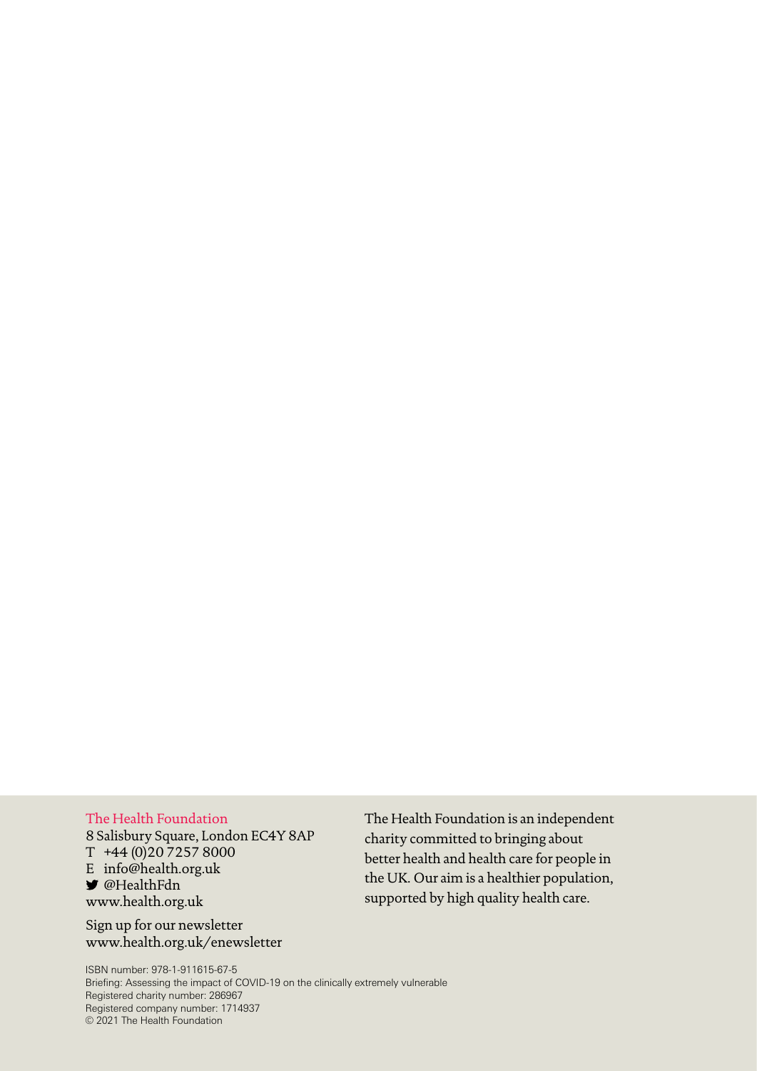The Health Foundation
8 Salisbury Square, London EC4Y 8AP
T +44 (0)20 7257 8000
E info@health.org.uk
@HealthFdn
www.health.org.uk

Sign up for our newsletter
www.health.org.uk/enewsletter

The Health Foundation is an independent charity committed to bringing about better health and health care for people in the UK. Our aim is a healthier population, supported by high quality health care.

ISBN number: 978-1-911615-67-5
Briefing: Assessing the impact of COVID-19 on the clinically extremely vulnerable
Registered charity number: 286967
Registered company number: 1714937
© 2021 The Health Foundation